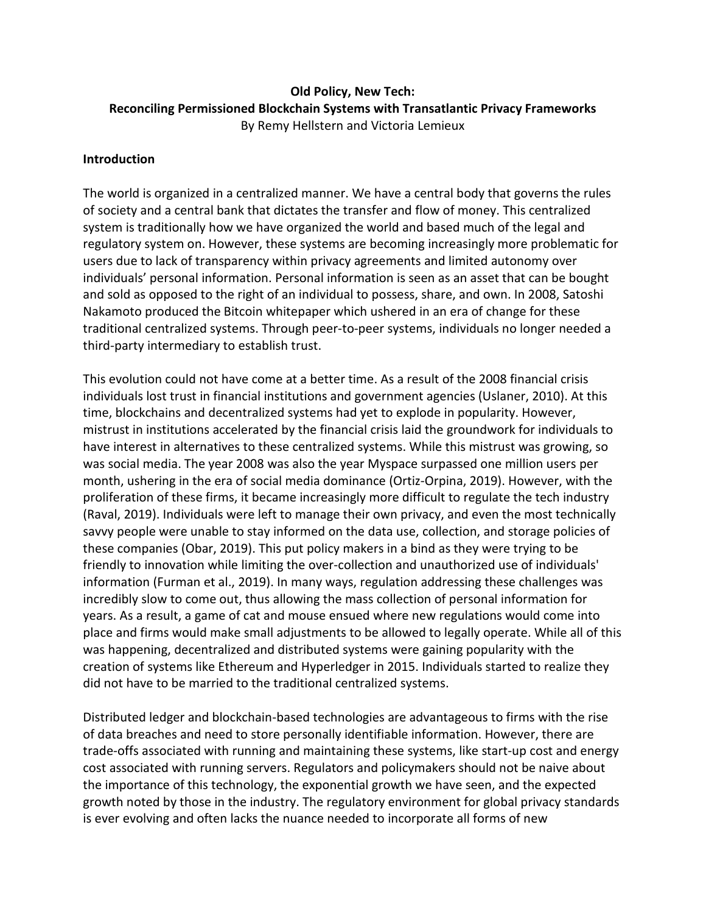**Old Policy, New Tech:**
**Reconciling Permissioned Blockchain Systems with Transatlantic Privacy Frameworks**

By Remy Hellstern and Victoria Lemieux

## Introduction

The world is organized in a centralized manner. We have a central body that governs the rules of society and a central bank that dictates the transfer and flow of money. This centralized system is traditionally how we have organized the world and based much of the legal and regulatory system on. However, these systems are becoming increasingly more problematic for users due to lack of transparency within privacy agreements and limited autonomy over individuals' personal information. Personal information is seen as an asset that can be bought and sold as opposed to the right of an individual to possess, share, and own. In 2008, Satoshi Nakamoto produced the Bitcoin whitepaper which ushered in an era of change for these traditional centralized systems. Through peer-to-peer systems, individuals no longer needed a third-party intermediary to establish trust.

This evolution could not have come at a better time. As a result of the 2008 financial crisis individuals lost trust in financial institutions and government agencies (Uslaner, 2010). At this time, blockchains and decentralized systems had yet to explode in popularity. However, mistrust in institutions accelerated by the financial crisis laid the groundwork for individuals to have interest in alternatives to these centralized systems. While this mistrust was growing, so was social media. The year 2008 was also the year Myspace surpassed one million users per month, ushering in the era of social media dominance (Ortiz-Orpina, 2019). However, with the proliferation of these firms, it became increasingly more difficult to regulate the tech industry (Raval, 2019). Individuals were left to manage their own privacy, and even the most technically savvy people were unable to stay informed on the data use, collection, and storage policies of these companies (Obar, 2019). This put policy makers in a bind as they were trying to be friendly to innovation while limiting the over-collection and unauthorized use of individuals' information (Furman et al., 2019). In many ways, regulation addressing these challenges was incredibly slow to come out, thus allowing the mass collection of personal information for years. As a result, a game of cat and mouse ensued where new regulations would come into place and firms would make small adjustments to be allowed to legally operate. While all of this was happening, decentralized and distributed systems were gaining popularity with the creation of systems like Ethereum and Hyperledger in 2015. Individuals started to realize they did not have to be married to the traditional centralized systems.

Distributed ledger and blockchain-based technologies are advantageous to firms with the rise of data breaches and need to store personally identifiable information. However, there are trade-offs associated with running and maintaining these systems, like start-up cost and energy cost associated with running servers. Regulators and policymakers should not be naive about the importance of this technology, the exponential growth we have seen, and the expected growth noted by those in the industry. The regulatory environment for global privacy standards is ever evolving and often lacks the nuance needed to incorporate all forms of new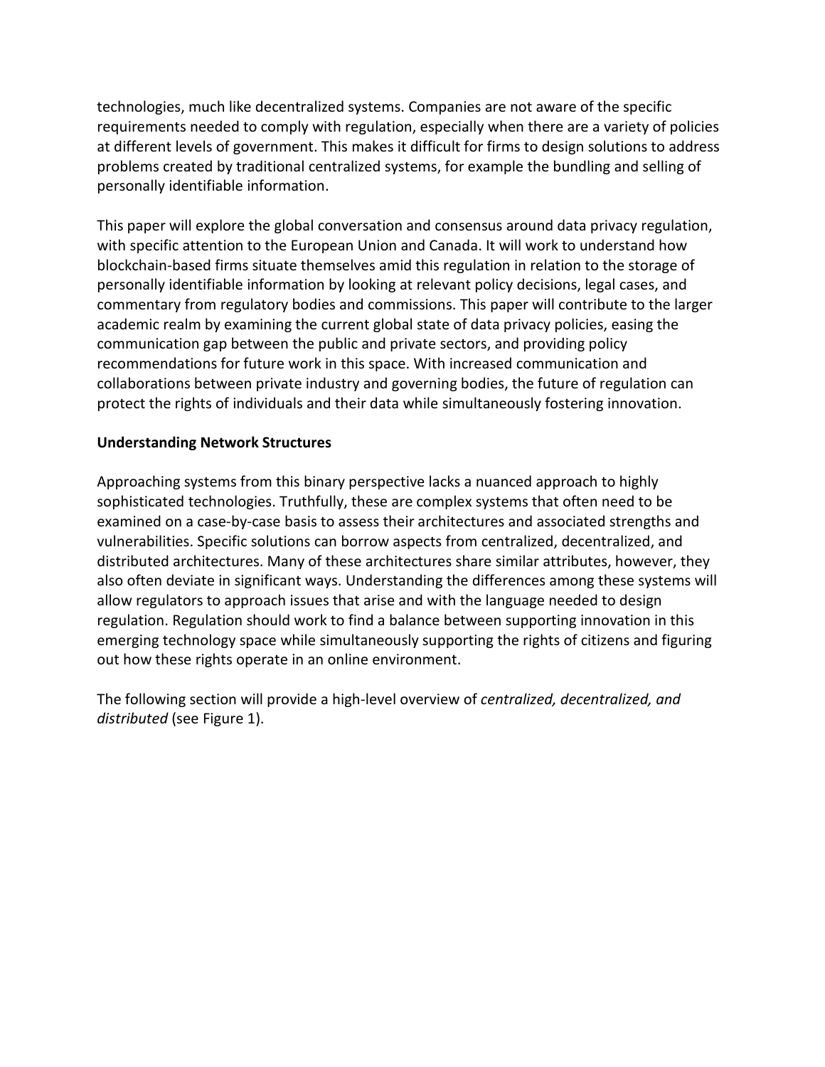technologies, much like decentralized systems. Companies are not aware of the specific requirements needed to comply with regulation, especially when there are a variety of policies at different levels of government. This makes it difficult for firms to design solutions to address problems created by traditional centralized systems, for example the bundling and selling of personally identifiable information.

This paper will explore the global conversation and consensus around data privacy regulation, with specific attention to the European Union and Canada. It will work to understand how blockchain-based firms situate themselves amid this regulation in relation to the storage of personally identifiable information by looking at relevant policy decisions, legal cases, and commentary from regulatory bodies and commissions. This paper will contribute to the larger academic realm by examining the current global state of data privacy policies, easing the communication gap between the public and private sectors, and providing policy recommendations for future work in this space. With increased communication and collaborations between private industry and governing bodies, the future of regulation can protect the rights of individuals and their data while simultaneously fostering innovation.

**Understanding Network Structures**

Approaching systems from this binary perspective lacks a nuanced approach to highly sophisticated technologies. Truthfully, these are complex systems that often need to be examined on a case-by-case basis to assess their architectures and associated strengths and vulnerabilities. Specific solutions can borrow aspects from centralized, decentralized, and distributed architectures. Many of these architectures share similar attributes, however, they also often deviate in significant ways. Understanding the differences among these systems will allow regulators to approach issues that arise and with the language needed to design regulation. Regulation should work to find a balance between supporting innovation in this emerging technology space while simultaneously supporting the rights of citizens and figuring out how these rights operate in an online environment.

The following section will provide a high-level overview of *centralized, decentralized, and distributed* (see Figure 1).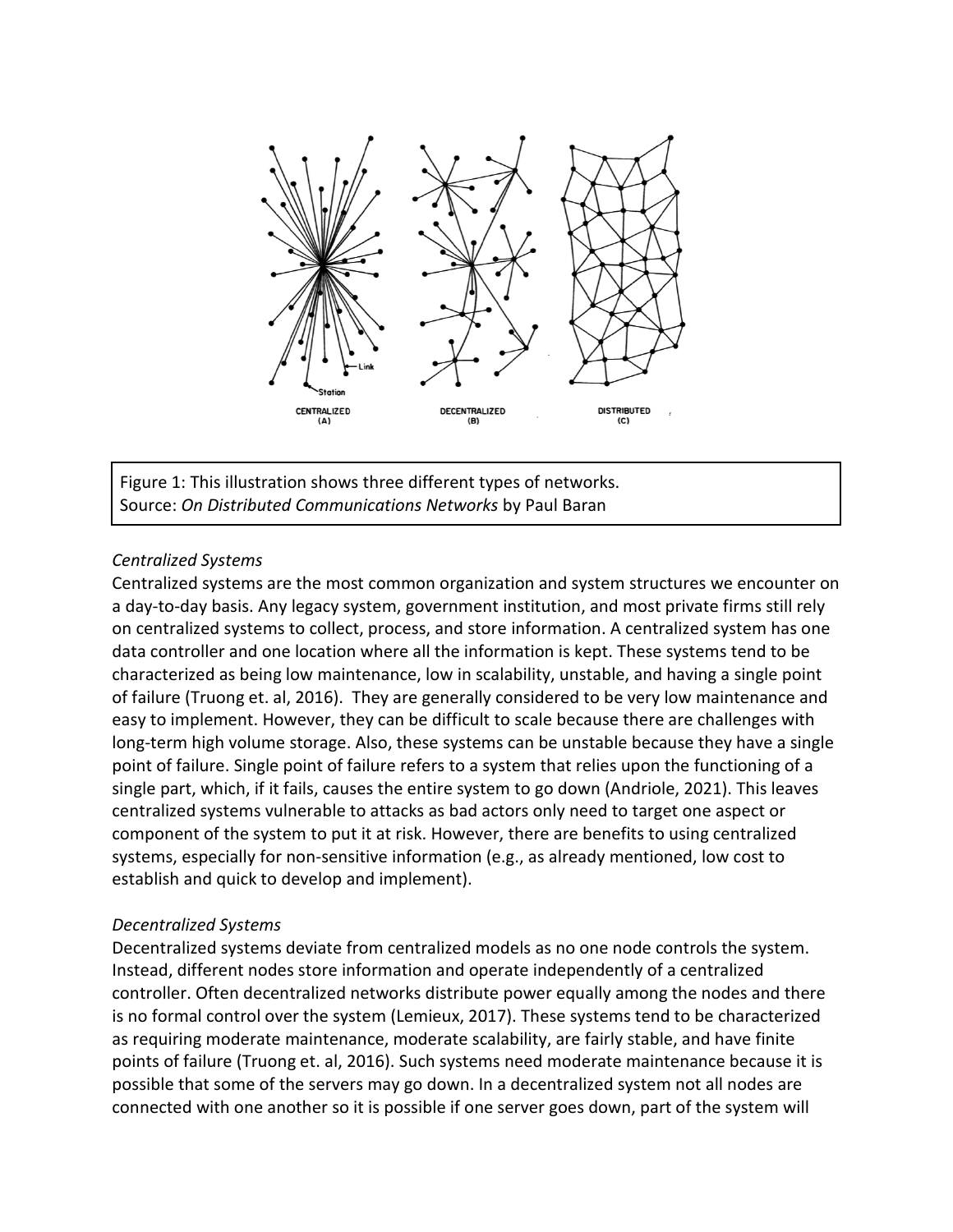Figure 1: This illustration shows three different types of networks.
Source: *On Distributed Communications Networks* by Paul Baran

*Centralized Systems*

Centralized systems are the most common organization and system structures we encounter on a day-to-day basis. Any legacy system, government institution, and most private firms still rely on centralized systems to collect, process, and store information. A centralized system has one data controller and one location where all the information is kept. These systems tend to be characterized as being low maintenance, low in scalability, unstable, and having a single point of failure (Truong et. al, 2016). They are generally considered to be very low maintenance and easy to implement. However, they can be difficult to scale because there are challenges with long-term high volume storage. Also, these systems can be unstable because they have a single point of failure. Single point of failure refers to a system that relies upon the functioning of a single part, which, if it fails, causes the entire system to go down (Andriole, 2021). This leaves centralized systems vulnerable to attacks as bad actors only need to target one aspect or component of the system to put it at risk. However, there are benefits to using centralized systems, especially for non-sensitive information (e.g., as already mentioned, low cost to establish and quick to develop and implement).

*Decentralized Systems*

Decentralized systems deviate from centralized models as no one node controls the system. Instead, different nodes store information and operate independently of a centralized controller. Often decentralized networks distribute power equally among the nodes and there is no formal control over the system (Lemieux, 2017). These systems tend to be characterized as requiring moderate maintenance, moderate scalability, are fairly stable, and have finite points of failure (Truong et. al, 2016). Such systems need moderate maintenance because it is possible that some of the servers may go down. In a decentralized system not all nodes are connected with one another so it is possible if one server goes down, part of the system will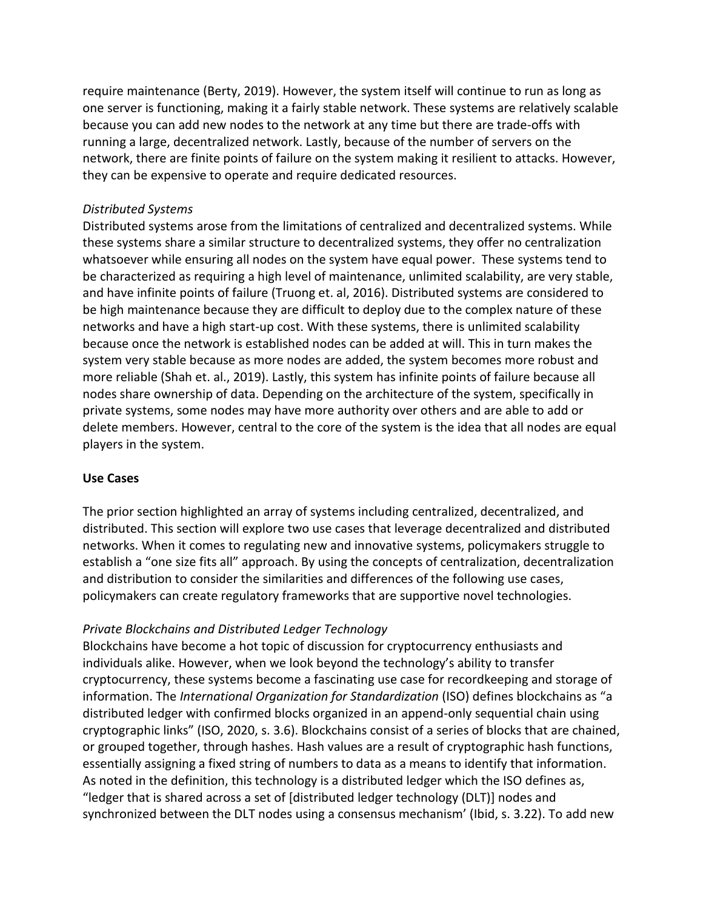require maintenance (Berty, 2019). However, the system itself will continue to run as long as one server is functioning, making it a fairly stable network. These systems are relatively scalable because you can add new nodes to the network at any time but there are trade-offs with running a large, decentralized network. Lastly, because of the number of servers on the network, there are finite points of failure on the system making it resilient to attacks. However, they can be expensive to operate and require dedicated resources.

*Distributed Systems*

Distributed systems arose from the limitations of centralized and decentralized systems. While these systems share a similar structure to decentralized systems, they offer no centralization whatsoever while ensuring all nodes on the system have equal power. These systems tend to be characterized as requiring a high level of maintenance, unlimited scalability, are very stable, and have infinite points of failure (Truong et. al, 2016). Distributed systems are considered to be high maintenance because they are difficult to deploy due to the complex nature of these networks and have a high start-up cost. With these systems, there is unlimited scalability because once the network is established nodes can be added at will. This in turn makes the system very stable because as more nodes are added, the system becomes more robust and more reliable (Shah et. al., 2019). Lastly, this system has infinite points of failure because all nodes share ownership of data. Depending on the architecture of the system, specifically in private systems, some nodes may have more authority over others and are able to add or delete members. However, central to the core of the system is the idea that all nodes are equal players in the system.

**Use Cases**

The prior section highlighted an array of systems including centralized, decentralized, and distributed. This section will explore two use cases that leverage decentralized and distributed networks. When it comes to regulating new and innovative systems, policymakers struggle to establish a "one size fits all" approach. By using the concepts of centralization, decentralization and distribution to consider the similarities and differences of the following use cases, policymakers can create regulatory frameworks that are supportive novel technologies.

*Private Blockchains and Distributed Ledger Technology*

Blockchains have become a hot topic of discussion for cryptocurrency enthusiasts and individuals alike. However, when we look beyond the technology's ability to transfer cryptocurrency, these systems become a fascinating use case for recordkeeping and storage of information. The *International Organization for Standardization* (ISO) defines blockchains as "a distributed ledger with confirmed blocks organized in an append-only sequential chain using cryptographic links" (ISO, 2020, s. 3.6). Blockchains consist of a series of blocks that are chained, or grouped together, through hashes. Hash values are a result of cryptographic hash functions, essentially assigning a fixed string of numbers to data as a means to identify that information. As noted in the definition, this technology is a distributed ledger which the ISO defines as, "ledger that is shared across a set of [distributed ledger technology (DLT)] nodes and synchronized between the DLT nodes using a consensus mechanism' (Ibid, s. 3.22). To add new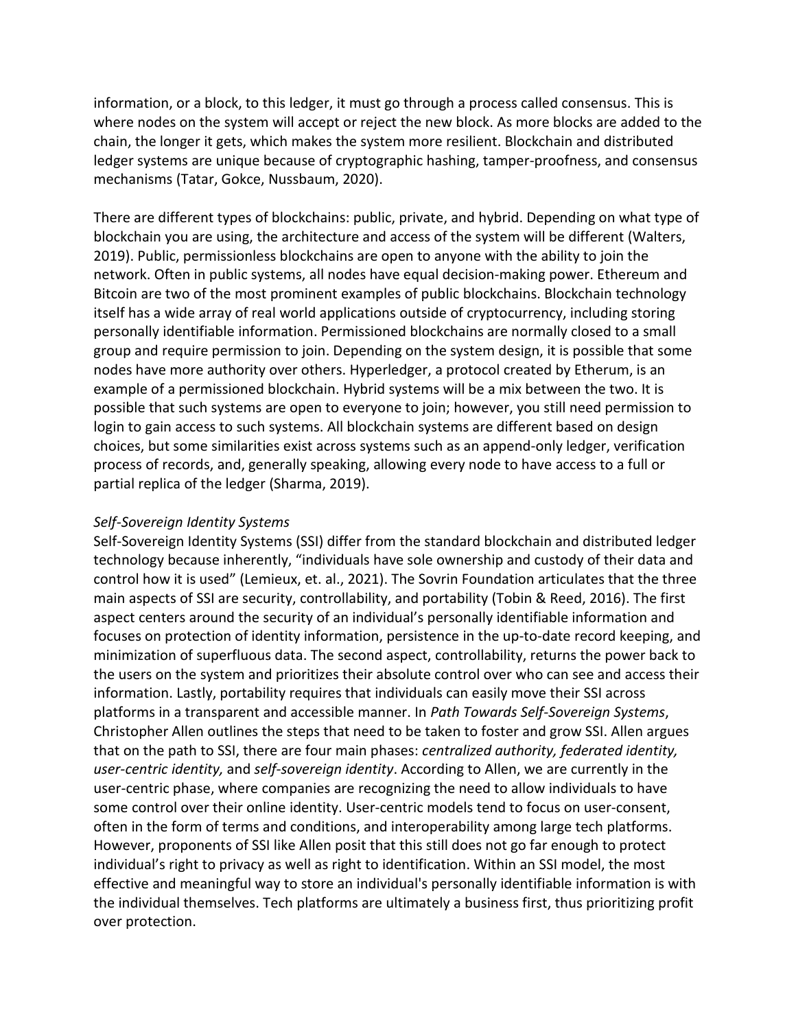information, or a block, to this ledger, it must go through a process called consensus. This is where nodes on the system will accept or reject the new block. As more blocks are added to the chain, the longer it gets, which makes the system more resilient. Blockchain and distributed ledger systems are unique because of cryptographic hashing, tamper-proofness, and consensus mechanisms (Tatar, Gokce, Nussbaum, 2020).

There are different types of blockchains: public, private, and hybrid. Depending on what type of blockchain you are using, the architecture and access of the system will be different (Walters, 2019). Public, permissionless blockchains are open to anyone with the ability to join the network. Often in public systems, all nodes have equal decision-making power. Ethereum and Bitcoin are two of the most prominent examples of public blockchains. Blockchain technology itself has a wide array of real world applications outside of cryptocurrency, including storing personally identifiable information. Permissioned blockchains are normally closed to a small group and require permission to join. Depending on the system design, it is possible that some nodes have more authority over others. Hyperledger, a protocol created by Etherum, is an example of a permissioned blockchain. Hybrid systems will be a mix between the two. It is possible that such systems are open to everyone to join; however, you still need permission to login to gain access to such systems. All blockchain systems are different based on design choices, but some similarities exist across systems such as an append-only ledger, verification process of records, and, generally speaking, allowing every node to have access to a full or partial replica of the ledger (Sharma, 2019).

*Self-Sovereign Identity Systems*

Self-Sovereign Identity Systems (SSI) differ from the standard blockchain and distributed ledger technology because inherently, "individuals have sole ownership and custody of their data and control how it is used" (Lemieux, et. al., 2021). The Sovrin Foundation articulates that the three main aspects of SSI are security, controllability, and portability (Tobin & Reed, 2016). The first aspect centers around the security of an individual's personally identifiable information and focuses on protection of identity information, persistence in the up-to-date record keeping, and minimization of superfluous data. The second aspect, controllability, returns the power back to the users on the system and prioritizes their absolute control over who can see and access their information. Lastly, portability requires that individuals can easily move their SSI across platforms in a transparent and accessible manner. In *Path Towards Self-Sovereign Systems*, Christopher Allen outlines the steps that need to be taken to foster and grow SSI. Allen argues that on the path to SSI, there are four main phases: *centralized authority, federated identity, user-centric identity,* and *self-sovereign identity*. According to Allen, we are currently in the user-centric phase, where companies are recognizing the need to allow individuals to have some control over their online identity. User-centric models tend to focus on user-consent, often in the form of terms and conditions, and interoperability among large tech platforms. However, proponents of SSI like Allen posit that this still does not go far enough to protect individual's right to privacy as well as right to identification. Within an SSI model, the most effective and meaningful way to store an individual's personally identifiable information is with the individual themselves. Tech platforms are ultimately a business first, thus prioritizing profit over protection.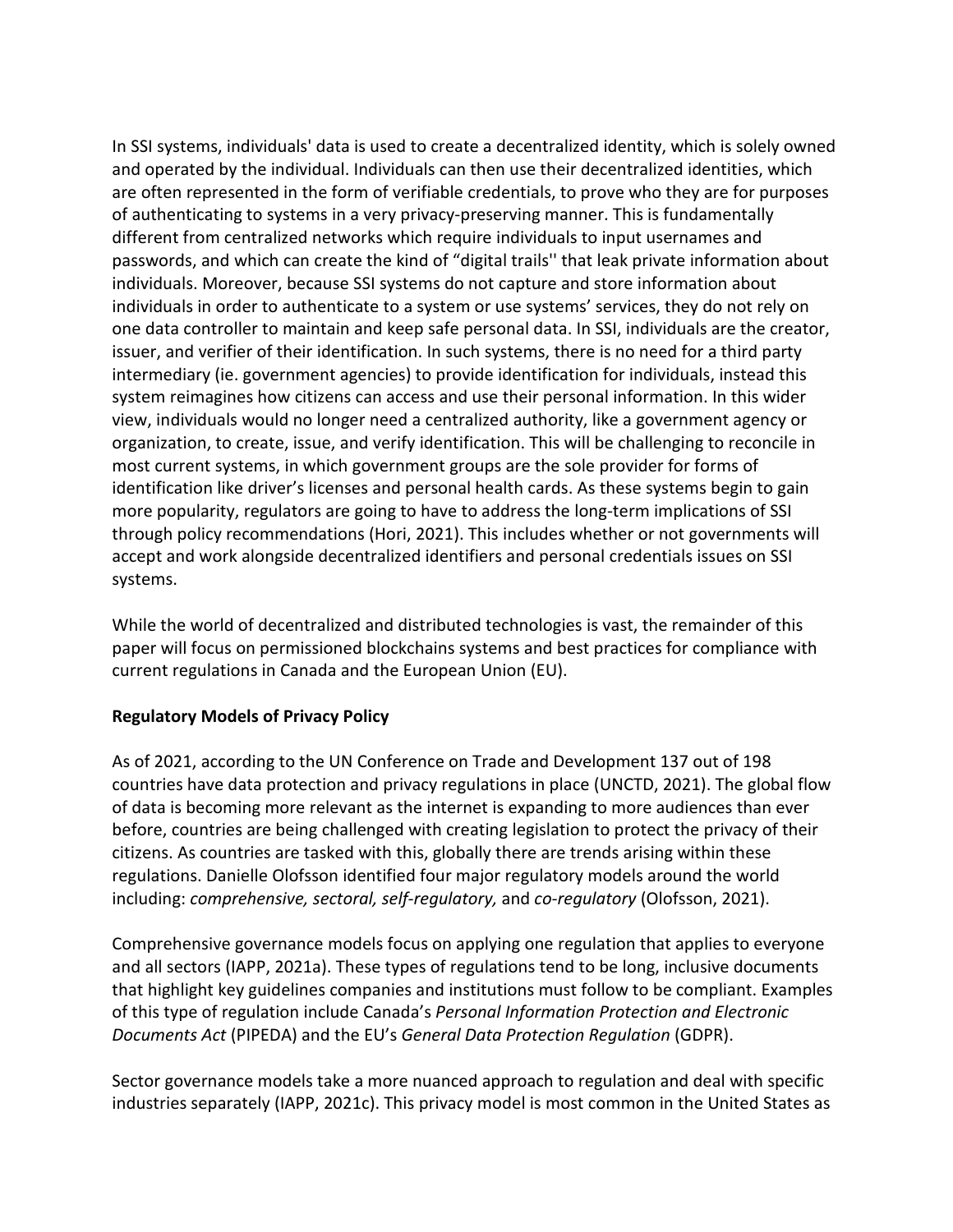In SSI systems, individuals' data is used to create a decentralized identity, which is solely owned and operated by the individual. Individuals can then use their decentralized identities, which are often represented in the form of verifiable credentials, to prove who they are for purposes of authenticating to systems in a very privacy-preserving manner. This is fundamentally different from centralized networks which require individuals to input usernames and passwords, and which can create the kind of “digital trails'' that leak private information about individuals. Moreover, because SSI systems do not capture and store information about individuals in order to authenticate to a system or use systems’ services, they do not rely on one data controller to maintain and keep safe personal data. In SSI, individuals are the creator, issuer, and verifier of their identification. In such systems, there is no need for a third party intermediary (ie. government agencies) to provide identification for individuals, instead this system reimagines how citizens can access and use their personal information. In this wider view, individuals would no longer need a centralized authority, like a government agency or organization, to create, issue, and verify identification. This will be challenging to reconcile in most current systems, in which government groups are the sole provider for forms of identification like driver’s licenses and personal health cards. As these systems begin to gain more popularity, regulators are going to have to address the long-term implications of SSI through policy recommendations (Hori, 2021). This includes whether or not governments will accept and work alongside decentralized identifiers and personal credentials issues on SSI systems.

While the world of decentralized and distributed technologies is vast, the remainder of this paper will focus on permissioned blockchains systems and best practices for compliance with current regulations in Canada and the European Union (EU).

**Regulatory Models of Privacy Policy**

As of 2021, according to the UN Conference on Trade and Development 137 out of 198 countries have data protection and privacy regulations in place (UNCTD, 2021). The global flow of data is becoming more relevant as the internet is expanding to more audiences than ever before, countries are being challenged with creating legislation to protect the privacy of their citizens. As countries are tasked with this, globally there are trends arising within these regulations. Danielle Olofsson identified four major regulatory models around the world including: *comprehensive, sectoral, self-regulatory,* and *co-regulatory* (Olofsson, 2021).

Comprehensive governance models focus on applying one regulation that applies to everyone and all sectors (IAPP, 2021a). These types of regulations tend to be long, inclusive documents that highlight key guidelines companies and institutions must follow to be compliant. Examples of this type of regulation include Canada’s *Personal Information Protection and Electronic Documents Act* (PIPEDA) and the EU’s *General Data Protection Regulation* (GDPR).

Sector governance models take a more nuanced approach to regulation and deal with specific industries separately (IAPP, 2021c). This privacy model is most common in the United States as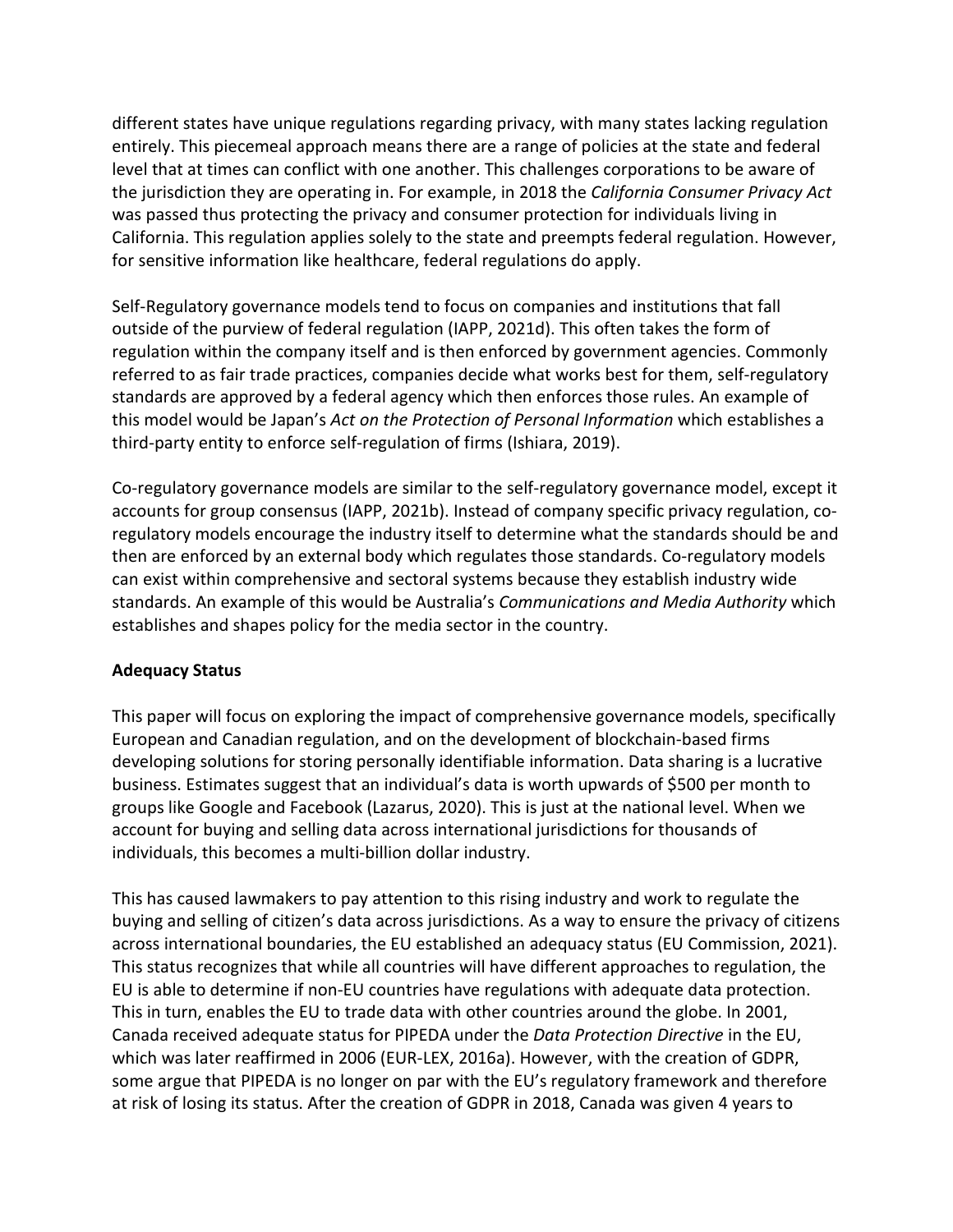different states have unique regulations regarding privacy, with many states lacking regulation entirely. This piecemeal approach means there are a range of policies at the state and federal level that at times can conflict with one another. This challenges corporations to be aware of the jurisdiction they are operating in. For example, in 2018 the *California Consumer Privacy Act* was passed thus protecting the privacy and consumer protection for individuals living in California. This regulation applies solely to the state and preempts federal regulation. However, for sensitive information like healthcare, federal regulations do apply.

Self-Regulatory governance models tend to focus on companies and institutions that fall outside of the purview of federal regulation (IAPP, 2021d). This often takes the form of regulation within the company itself and is then enforced by government agencies. Commonly referred to as fair trade practices, companies decide what works best for them, self-regulatory standards are approved by a federal agency which then enforces those rules. An example of this model would be Japan's *Act on the Protection of Personal Information* which establishes a third-party entity to enforce self-regulation of firms (Ishiara, 2019).

Co-regulatory governance models are similar to the self-regulatory governance model, except it accounts for group consensus (IAPP, 2021b). Instead of company specific privacy regulation, co-regulatory models encourage the industry itself to determine what the standards should be and then are enforced by an external body which regulates those standards. Co-regulatory models can exist within comprehensive and sectoral systems because they establish industry wide standards. An example of this would be Australia's *Communications and Media Authority* which establishes and shapes policy for the media sector in the country.

**Adequacy Status**

This paper will focus on exploring the impact of comprehensive governance models, specifically European and Canadian regulation, and on the development of blockchain-based firms developing solutions for storing personally identifiable information. Data sharing is a lucrative business. Estimates suggest that an individual's data is worth upwards of $500 per month to groups like Google and Facebook (Lazarus, 2020). This is just at the national level. When we account for buying and selling data across international jurisdictions for thousands of individuals, this becomes a multi-billion dollar industry.

This has caused lawmakers to pay attention to this rising industry and work to regulate the buying and selling of citizen's data across jurisdictions. As a way to ensure the privacy of citizens across international boundaries, the EU established an adequacy status (EU Commission, 2021). This status recognizes that while all countries will have different approaches to regulation, the EU is able to determine if non-EU countries have regulations with adequate data protection. This in turn, enables the EU to trade data with other countries around the globe. In 2001, Canada received adequate status for PIPEDA under the *Data Protection Directive* in the EU, which was later reaffirmed in 2006 (EUR-LEX, 2016a). However, with the creation of GDPR, some argue that PIPEDA is no longer on par with the EU's regulatory framework and therefore at risk of losing its status. After the creation of GDPR in 2018, Canada was given 4 years to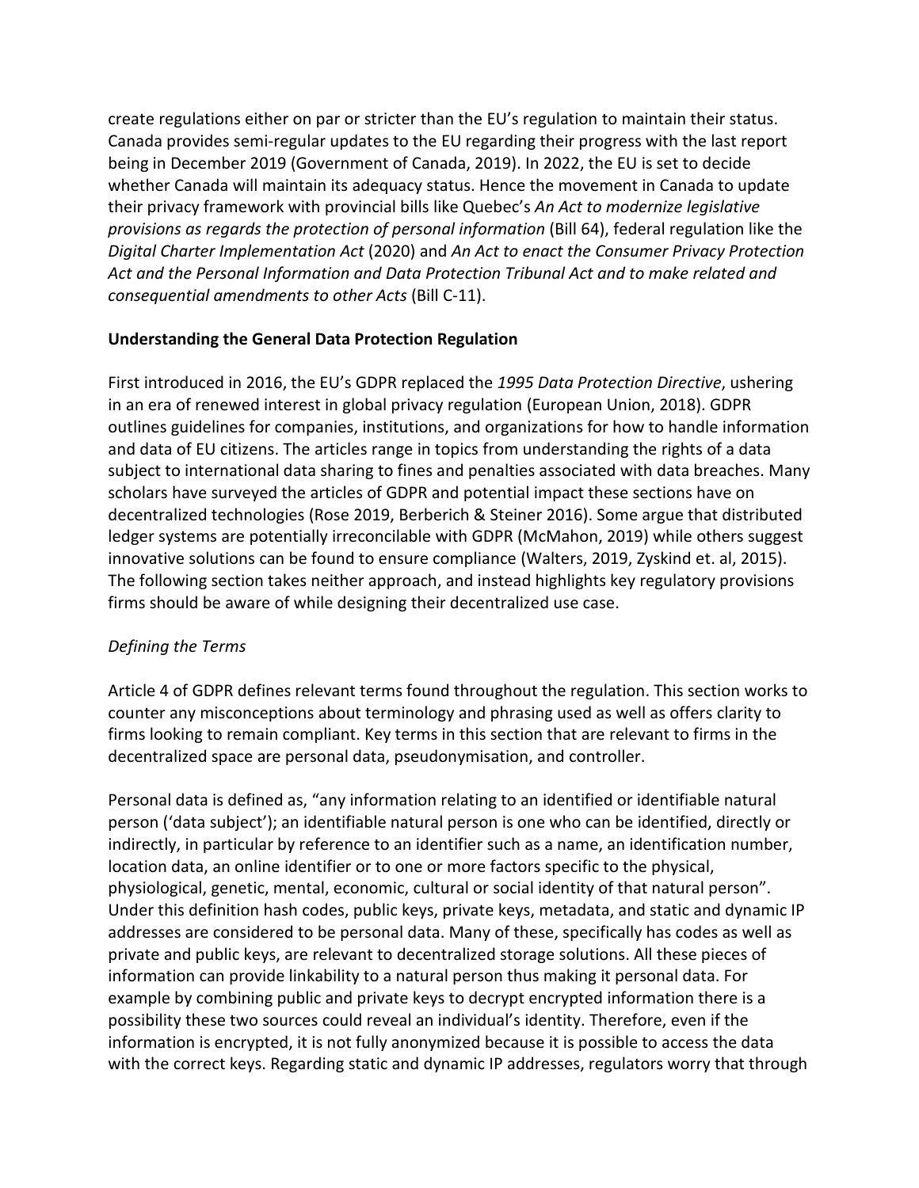create regulations either on par or stricter than the EU's regulation to maintain their status. Canada provides semi-regular updates to the EU regarding their progress with the last report being in December 2019 (Government of Canada, 2019). In 2022, the EU is set to decide whether Canada will maintain its adequacy status. Hence the movement in Canada to update their privacy framework with provincial bills like Quebec's *An Act to modernize legislative provisions as regards the protection of personal information* (Bill 64), federal regulation like the *Digital Charter Implementation Act* (2020) and *An Act to enact the Consumer Privacy Protection Act and the Personal Information and Data Protection Tribunal Act and to make related and consequential amendments to other Acts* (Bill C-11).

**Understanding the General Data Protection Regulation**

First introduced in 2016, the EU's GDPR replaced the *1995 Data Protection Directive*, ushering in an era of renewed interest in global privacy regulation (European Union, 2018). GDPR outlines guidelines for companies, institutions, and organizations for how to handle information and data of EU citizens. The articles range in topics from understanding the rights of a data subject to international data sharing to fines and penalties associated with data breaches. Many scholars have surveyed the articles of GDPR and potential impact these sections have on decentralized technologies (Rose 2019, Berberich & Steiner 2016). Some argue that distributed ledger systems are potentially irreconcilable with GDPR (McMahon, 2019) while others suggest innovative solutions can be found to ensure compliance (Walters, 2019, Zyskind et. al, 2015). The following section takes neither approach, and instead highlights key regulatory provisions firms should be aware of while designing their decentralized use case.

*Defining the Terms*

Article 4 of GDPR defines relevant terms found throughout the regulation. This section works to counter any misconceptions about terminology and phrasing used as well as offers clarity to firms looking to remain compliant. Key terms in this section that are relevant to firms in the decentralized space are personal data, pseudonymisation, and controller.

Personal data is defined as, "any information relating to an identified or identifiable natural person ('data subject'); an identifiable natural person is one who can be identified, directly or indirectly, in particular by reference to an identifier such as a name, an identification number, location data, an online identifier or to one or more factors specific to the physical, physiological, genetic, mental, economic, cultural or social identity of that natural person". Under this definition hash codes, public keys, private keys, metadata, and static and dynamic IP addresses are considered to be personal data. Many of these, specifically has codes as well as private and public keys, are relevant to decentralized storage solutions. All these pieces of information can provide linkability to a natural person thus making it personal data. For example by combining public and private keys to decrypt encrypted information there is a possibility these two sources could reveal an individual's identity. Therefore, even if the information is encrypted, it is not fully anonymized because it is possible to access the data with the correct keys. Regarding static and dynamic IP addresses, regulators worry that through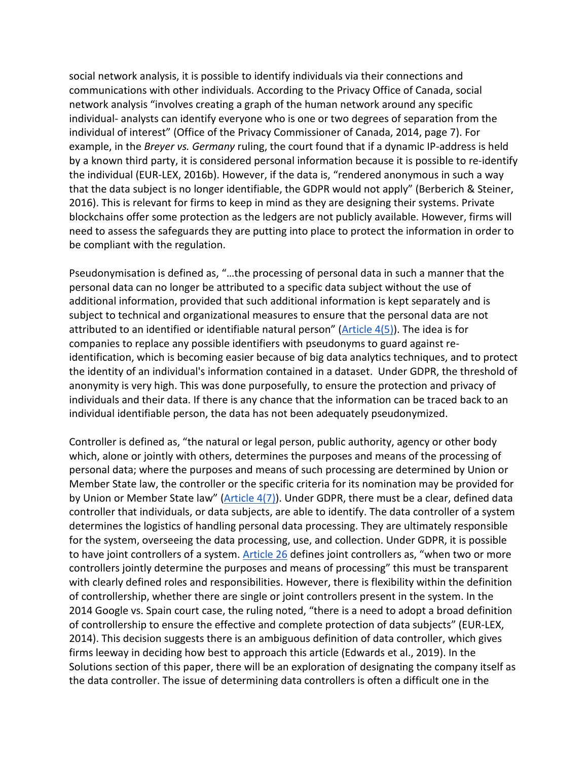social network analysis, it is possible to identify individuals via their connections and communications with other individuals. According to the Privacy Office of Canada, social network analysis "involves creating a graph of the human network around any specific individual- analysts can identify everyone who is one or two degrees of separation from the individual of interest" (Office of the Privacy Commissioner of Canada, 2014, page 7). For example, in the *Breyer vs. Germany* ruling, the court found that if a dynamic IP-address is held by a known third party, it is considered personal information because it is possible to re-identify the individual (EUR-LEX, 2016b). However, if the data is, "rendered anonymous in such a way that the data subject is no longer identifiable, the GDPR would not apply" (Berberich & Steiner, 2016). This is relevant for firms to keep in mind as they are designing their systems. Private blockchains offer some protection as the ledgers are not publicly available. However, firms will need to assess the safeguards they are putting into place to protect the information in order to be compliant with the regulation.

Pseudonymisation is defined as, "…the processing of personal data in such a manner that the personal data can no longer be attributed to a specific data subject without the use of additional information, provided that such additional information is kept separately and is subject to technical and organizational measures to ensure that the personal data are not attributed to an identified or identifiable natural person" ([Article 4(5)]). The idea is for companies to replace any possible identifiers with pseudonyms to guard against re-identification, which is becoming easier because of big data analytics techniques, and to protect the identity of an individual's information contained in a dataset. Under GDPR, the threshold of anonymity is very high. This was done purposefully, to ensure the protection and privacy of individuals and their data. If there is any chance that the information can be traced back to an individual identifiable person, the data has not been adequately pseudonymized.

Controller is defined as, "the natural or legal person, public authority, agency or other body which, alone or jointly with others, determines the purposes and means of the processing of personal data; where the purposes and means of such processing are determined by Union or Member State law, the controller or the specific criteria for its nomination may be provided for by Union or Member State law" ([Article 4(7)]). Under GDPR, there must be a clear, defined data controller that individuals, or data subjects, are able to identify. The data controller of a system determines the logistics of handling personal data processing. They are ultimately responsible for the system, overseeing the data processing, use, and collection. Under GDPR, it is possible to have joint controllers of a system. [Article 26] defines joint controllers as, "when two or more controllers jointly determine the purposes and means of processing" this must be transparent with clearly defined roles and responsibilities. However, there is flexibility within the definition of controllership, whether there are single or joint controllers present in the system. In the 2014 Google vs. Spain court case, the ruling noted, "there is a need to adopt a broad definition of controllership to ensure the effective and complete protection of data subjects" (EUR-LEX, 2014). This decision suggests there is an ambiguous definition of data controller, which gives firms leeway in deciding how best to approach this article (Edwards et al., 2019). In the Solutions section of this paper, there will be an exploration of designating the company itself as the data controller. The issue of determining data controllers is often a difficult one in the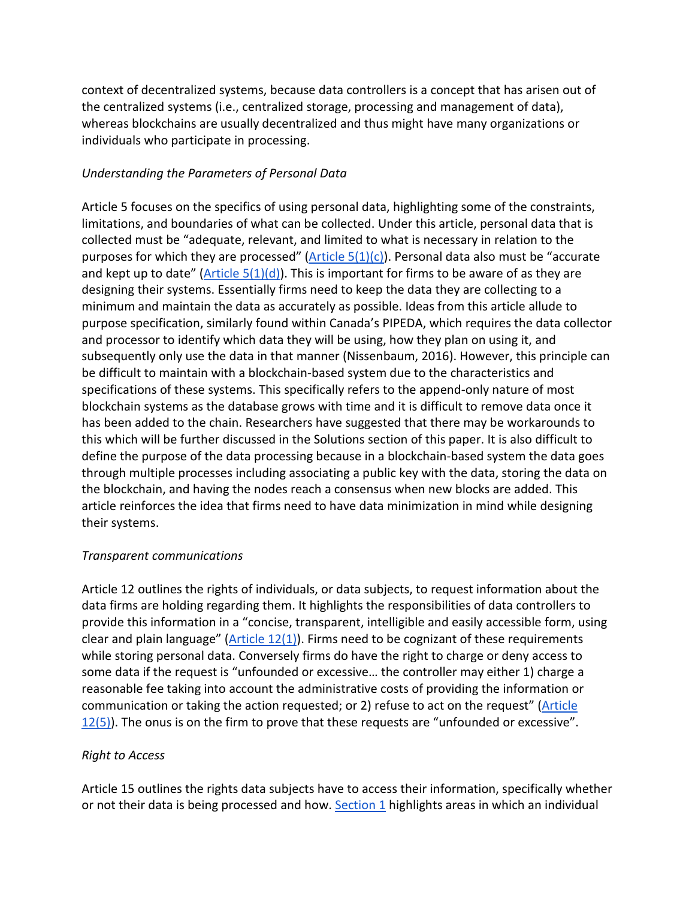context of decentralized systems, because data controllers is a concept that has arisen out of the centralized systems (i.e., centralized storage, processing and management of data), whereas blockchains are usually decentralized and thus might have many organizations or individuals who participate in processing.

*Understanding the Parameters of Personal Data*

Article 5 focuses on the specifics of using personal data, highlighting some of the constraints, limitations, and boundaries of what can be collected. Under this article, personal data that is collected must be "adequate, relevant, and limited to what is necessary in relation to the purposes for which they are processed" (Article 5(1)(c)). Personal data also must be "accurate and kept up to date" (Article 5(1)(d)). This is important for firms to be aware of as they are designing their systems. Essentially firms need to keep the data they are collecting to a minimum and maintain the data as accurately as possible. Ideas from this article allude to purpose specification, similarly found within Canada's PIPEDA, which requires the data collector and processor to identify which data they will be using, how they plan on using it, and subsequently only use the data in that manner (Nissenbaum, 2016). However, this principle can be difficult to maintain with a blockchain-based system due to the characteristics and specifications of these systems. This specifically refers to the append-only nature of most blockchain systems as the database grows with time and it is difficult to remove data once it has been added to the chain. Researchers have suggested that there may be workarounds to this which will be further discussed in the Solutions section of this paper. It is also difficult to define the purpose of the data processing because in a blockchain-based system the data goes through multiple processes including associating a public key with the data, storing the data on the blockchain, and having the nodes reach a consensus when new blocks are added. This article reinforces the idea that firms need to have data minimization in mind while designing their systems.

*Transparent communications*

Article 12 outlines the rights of individuals, or data subjects, to request information about the data firms are holding regarding them. It highlights the responsibilities of data controllers to provide this information in a "concise, transparent, intelligible and easily accessible form, using clear and plain language" (Article 12(1)). Firms need to be cognizant of these requirements while storing personal data. Conversely firms do have the right to charge or deny access to some data if the request is "unfounded or excessive… the controller may either 1) charge a reasonable fee taking into account the administrative costs of providing the information or communication or taking the action requested; or 2) refuse to act on the request" (Article 12(5)). The onus is on the firm to prove that these requests are "unfounded or excessive".

*Right to Access*

Article 15 outlines the rights data subjects have to access their information, specifically whether or not their data is being processed and how. Section 1 highlights areas in which an individual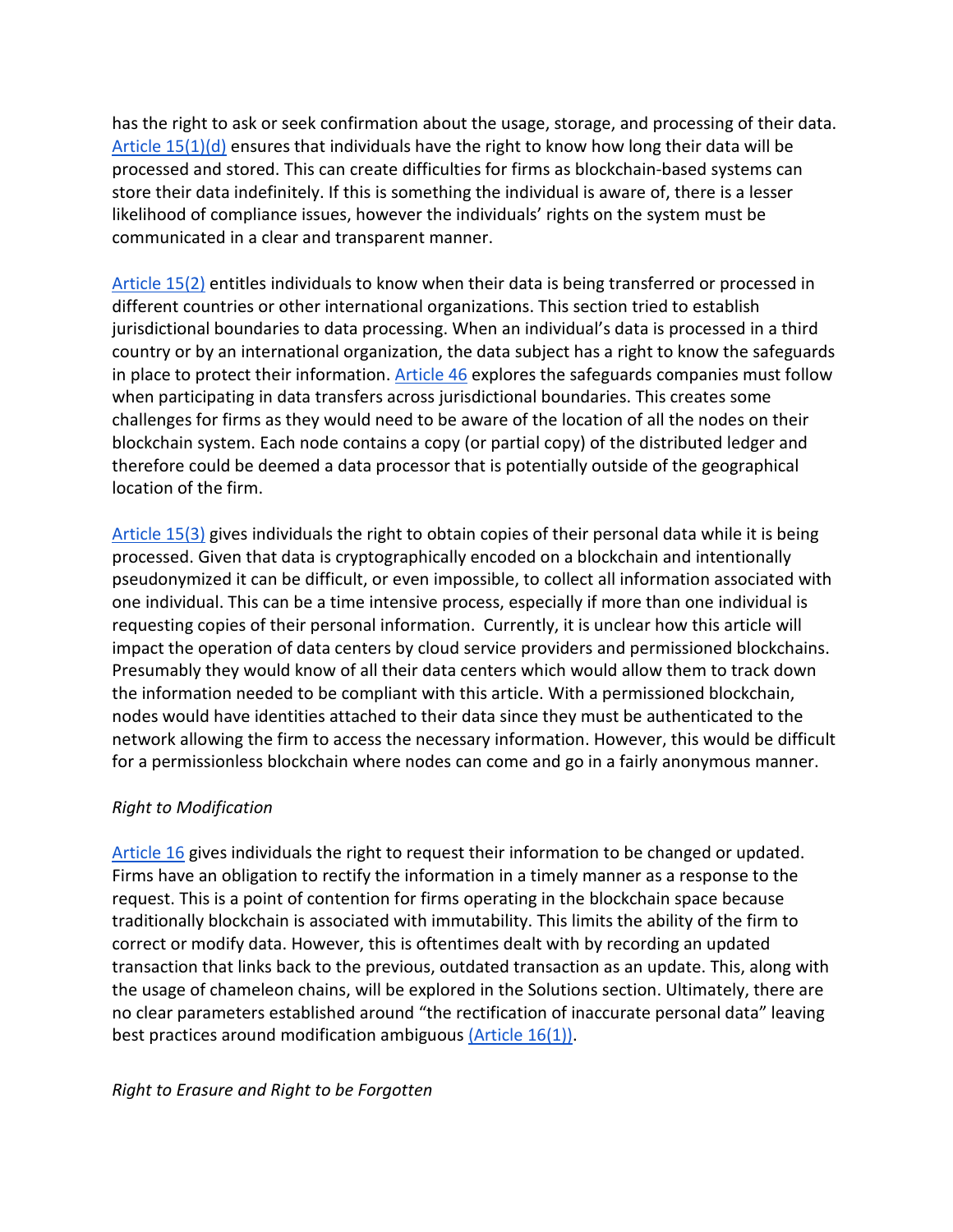has the right to ask or seek confirmation about the usage, storage, and processing of their data. Article 15(1)(d) ensures that individuals have the right to know how long their data will be processed and stored. This can create difficulties for firms as blockchain-based systems can store their data indefinitely. If this is something the individual is aware of, there is a lesser likelihood of compliance issues, however the individuals' rights on the system must be communicated in a clear and transparent manner.

Article 15(2) entitles individuals to know when their data is being transferred or processed in different countries or other international organizations. This section tried to establish jurisdictional boundaries to data processing. When an individual's data is processed in a third country or by an international organization, the data subject has a right to know the safeguards in place to protect their information. Article 46 explores the safeguards companies must follow when participating in data transfers across jurisdictional boundaries. This creates some challenges for firms as they would need to be aware of the location of all the nodes on their blockchain system. Each node contains a copy (or partial copy) of the distributed ledger and therefore could be deemed a data processor that is potentially outside of the geographical location of the firm.

Article 15(3) gives individuals the right to obtain copies of their personal data while it is being processed. Given that data is cryptographically encoded on a blockchain and intentionally pseudonymized it can be difficult, or even impossible, to collect all information associated with one individual. This can be a time intensive process, especially if more than one individual is requesting copies of their personal information. Currently, it is unclear how this article will impact the operation of data centers by cloud service providers and permissioned blockchains. Presumably they would know of all their data centers which would allow them to track down the information needed to be compliant with this article. With a permissioned blockchain, nodes would have identities attached to their data since they must be authenticated to the network allowing the firm to access the necessary information. However, this would be difficult for a permissionless blockchain where nodes can come and go in a fairly anonymous manner.

*Right to Modification*

Article 16 gives individuals the right to request their information to be changed or updated. Firms have an obligation to rectify the information in a timely manner as a response to the request. This is a point of contention for firms operating in the blockchain space because traditionally blockchain is associated with immutability. This limits the ability of the firm to correct or modify data. However, this is oftentimes dealt with by recording an updated transaction that links back to the previous, outdated transaction as an update. This, along with the usage of chameleon chains, will be explored in the Solutions section. Ultimately, there are no clear parameters established around "the rectification of inaccurate personal data" leaving best practices around modification ambiguous (Article 16(1)).

*Right to Erasure and Right to be Forgotten*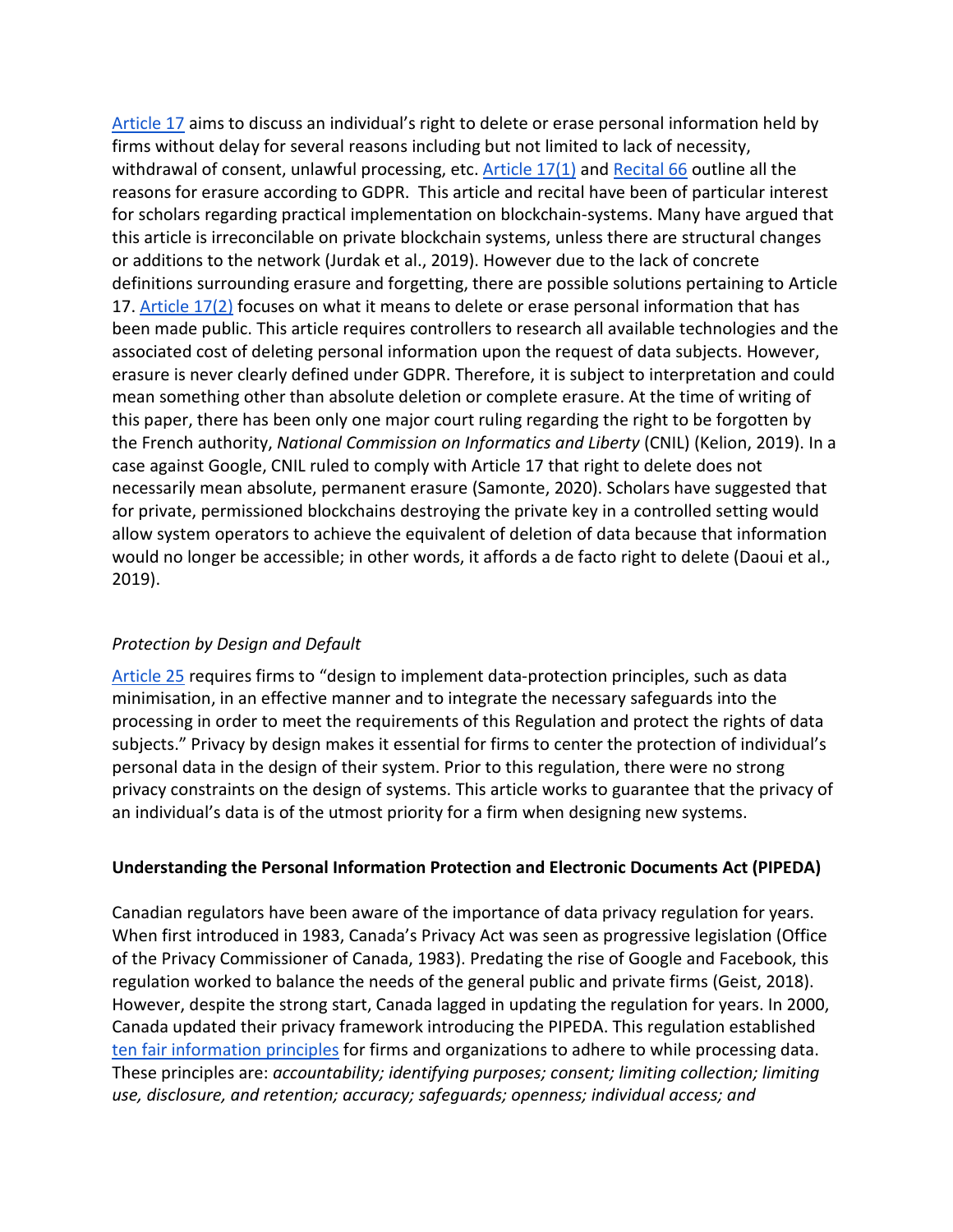Article 17 aims to discuss an individual's right to delete or erase personal information held by firms without delay for several reasons including but not limited to lack of necessity, withdrawal of consent, unlawful processing, etc. Article 17(1) and Recital 66 outline all the reasons for erasure according to GDPR. This article and recital have been of particular interest for scholars regarding practical implementation on blockchain-systems. Many have argued that this article is irreconcilable on private blockchain systems, unless there are structural changes or additions to the network (Jurdak et al., 2019). However due to the lack of concrete definitions surrounding erasure and forgetting, there are possible solutions pertaining to Article 17. Article 17(2) focuses on what it means to delete or erase personal information that has been made public. This article requires controllers to research all available technologies and the associated cost of deleting personal information upon the request of data subjects. However, erasure is never clearly defined under GDPR. Therefore, it is subject to interpretation and could mean something other than absolute deletion or complete erasure. At the time of writing of this paper, there has been only one major court ruling regarding the right to be forgotten by the French authority, *National Commission on Informatics and Liberty* (CNIL) (Kelion, 2019). In a case against Google, CNIL ruled to comply with Article 17 that right to delete does not necessarily mean absolute, permanent erasure (Samonte, 2020). Scholars have suggested that for private, permissioned blockchains destroying the private key in a controlled setting would allow system operators to achieve the equivalent of deletion of data because that information would no longer be accessible; in other words, it affords a de facto right to delete (Daoui et al., 2019).

*Protection by Design and Default*

Article 25 requires firms to "design to implement data-protection principles, such as data minimisation, in an effective manner and to integrate the necessary safeguards into the processing in order to meet the requirements of this Regulation and protect the rights of data subjects." Privacy by design makes it essential for firms to center the protection of individual's personal data in the design of their system. Prior to this regulation, there were no strong privacy constraints on the design of systems. This article works to guarantee that the privacy of an individual's data is of the utmost priority for a firm when designing new systems.

**Understanding the Personal Information Protection and Electronic Documents Act (PIPEDA)**

Canadian regulators have been aware of the importance of data privacy regulation for years. When first introduced in 1983, Canada's Privacy Act was seen as progressive legislation (Office of the Privacy Commissioner of Canada, 1983). Predating the rise of Google and Facebook, this regulation worked to balance the needs of the general public and private firms (Geist, 2018). However, despite the strong start, Canada lagged in updating the regulation for years. In 2000, Canada updated their privacy framework introducing the PIPEDA. This regulation established ten fair information principles for firms and organizations to adhere to while processing data. These principles are: *accountability; identifying purposes; consent; limiting collection; limiting use, disclosure, and retention; accuracy; safeguards; openness; individual access; and*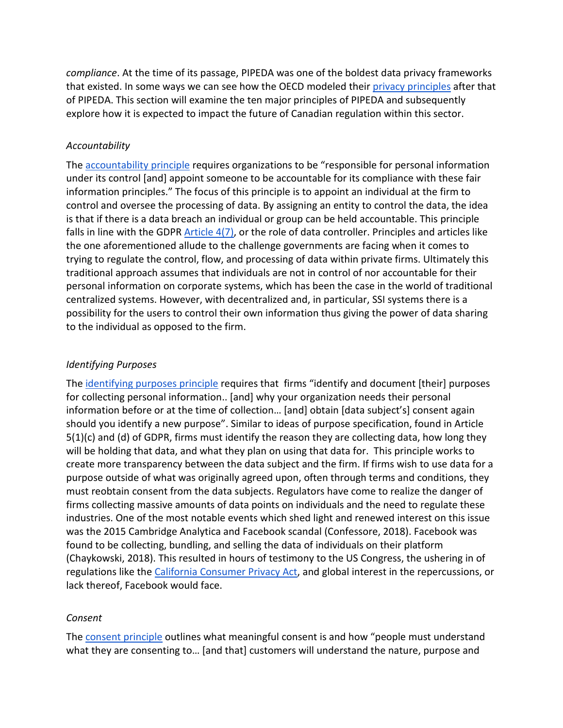*compliance*. At the time of its passage, PIPEDA was one of the boldest data privacy frameworks that existed. In some ways we can see how the OECD modeled their privacy principles after that of PIPEDA. This section will examine the ten major principles of PIPEDA and subsequently explore how it is expected to impact the future of Canadian regulation within this sector.

*Accountability*

The accountability principle requires organizations to be "responsible for personal information under its control [and] appoint someone to be accountable for its compliance with these fair information principles." The focus of this principle is to appoint an individual at the firm to control and oversee the processing of data. By assigning an entity to control the data, the idea is that if there is a data breach an individual or group can be held accountable. This principle falls in line with the GDPR Article 4(7), or the role of data controller. Principles and articles like the one aforementioned allude to the challenge governments are facing when it comes to trying to regulate the control, flow, and processing of data within private firms. Ultimately this traditional approach assumes that individuals are not in control of nor accountable for their personal information on corporate systems, which has been the case in the world of traditional centralized systems. However, with decentralized and, in particular, SSI systems there is a possibility for the users to control their own information thus giving the power of data sharing to the individual as opposed to the firm.

*Identifying Purposes*

The identifying purposes principle requires that firms "identify and document [their] purposes for collecting personal information.. [and] why your organization needs their personal information before or at the time of collection… [and] obtain [data subject's] consent again should you identify a new purpose". Similar to ideas of purpose specification, found in Article 5(1)(c) and (d) of GDPR, firms must identify the reason they are collecting data, how long they will be holding that data, and what they plan on using that data for. This principle works to create more transparency between the data subject and the firm. If firms wish to use data for a purpose outside of what was originally agreed upon, often through terms and conditions, they must reobtain consent from the data subjects. Regulators have come to realize the danger of firms collecting massive amounts of data points on individuals and the need to regulate these industries. One of the most notable events which shed light and renewed interest on this issue was the 2015 Cambridge Analytica and Facebook scandal (Confessore, 2018). Facebook was found to be collecting, bundling, and selling the data of individuals on their platform (Chaykowski, 2018). This resulted in hours of testimony to the US Congress, the ushering in of regulations like the California Consumer Privacy Act, and global interest in the repercussions, or lack thereof, Facebook would face.

*Consent*

The consent principle outlines what meaningful consent is and how "people must understand what they are consenting to… [and that] customers will understand the nature, purpose and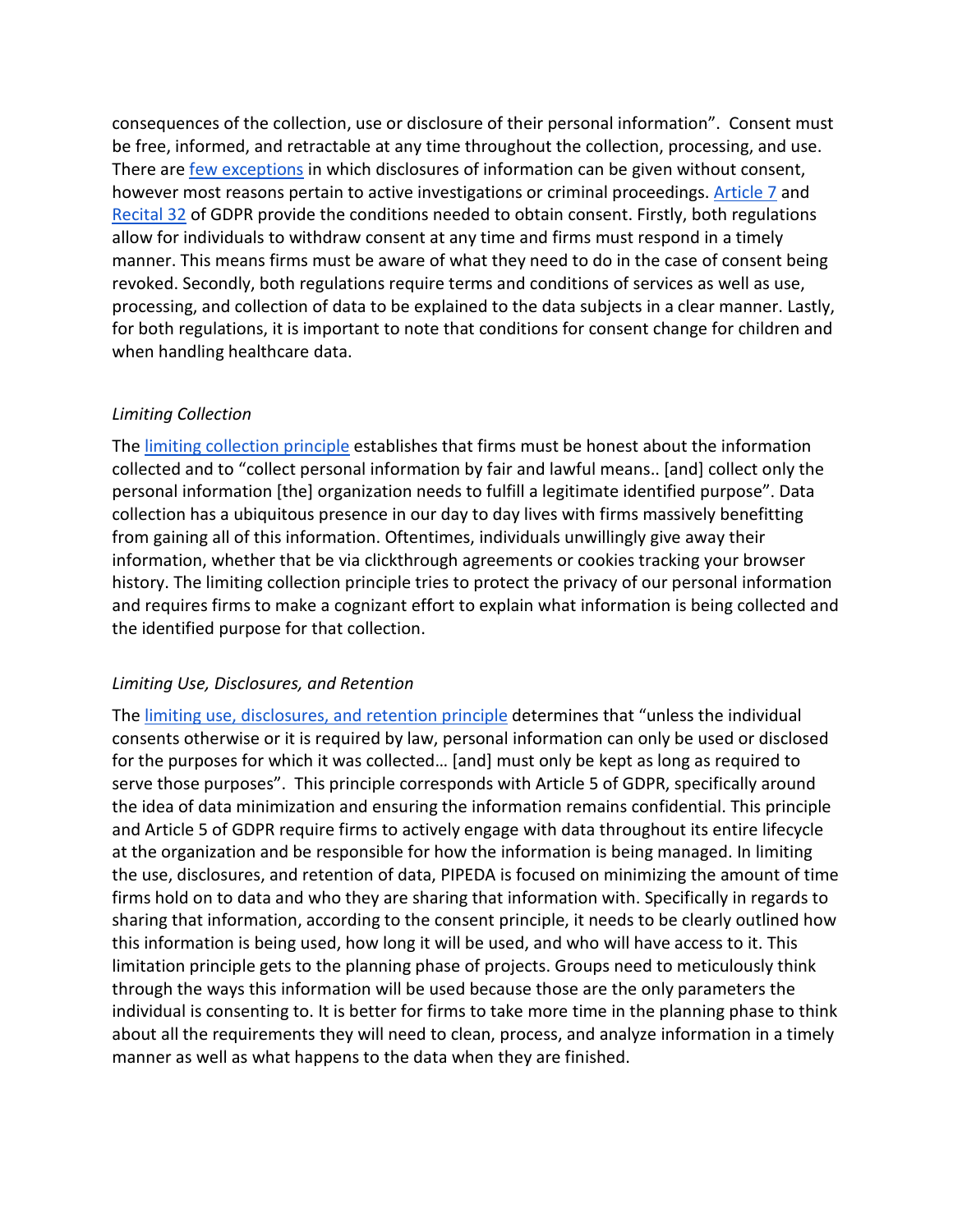consequences of the collection, use or disclosure of their personal information". Consent must be free, informed, and retractable at any time throughout the collection, processing, and use. There are few exceptions in which disclosures of information can be given without consent, however most reasons pertain to active investigations or criminal proceedings. Article 7 and Recital 32 of GDPR provide the conditions needed to obtain consent. Firstly, both regulations allow for individuals to withdraw consent at any time and firms must respond in a timely manner. This means firms must be aware of what they need to do in the case of consent being revoked. Secondly, both regulations require terms and conditions of services as well as use, processing, and collection of data to be explained to the data subjects in a clear manner. Lastly, for both regulations, it is important to note that conditions for consent change for children and when handling healthcare data.

*Limiting Collection*

The limiting collection principle establishes that firms must be honest about the information collected and to "collect personal information by fair and lawful means.. [and] collect only the personal information [the] organization needs to fulfill a legitimate identified purpose". Data collection has a ubiquitous presence in our day to day lives with firms massively benefitting from gaining all of this information. Oftentimes, individuals unwillingly give away their information, whether that be via clickthrough agreements or cookies tracking your browser history. The limiting collection principle tries to protect the privacy of our personal information and requires firms to make a cognizant effort to explain what information is being collected and the identified purpose for that collection.

*Limiting Use, Disclosures, and Retention*

The limiting use, disclosures, and retention principle determines that "unless the individual consents otherwise or it is required by law, personal information can only be used or disclosed for the purposes for which it was collected… [and] must only be kept as long as required to serve those purposes". This principle corresponds with Article 5 of GDPR, specifically around the idea of data minimization and ensuring the information remains confidential. This principle and Article 5 of GDPR require firms to actively engage with data throughout its entire lifecycle at the organization and be responsible for how the information is being managed. In limiting the use, disclosures, and retention of data, PIPEDA is focused on minimizing the amount of time firms hold on to data and who they are sharing that information with. Specifically in regards to sharing that information, according to the consent principle, it needs to be clearly outlined how this information is being used, how long it will be used, and who will have access to it. This limitation principle gets to the planning phase of projects. Groups need to meticulously think through the ways this information will be used because those are the only parameters the individual is consenting to. It is better for firms to take more time in the planning phase to think about all the requirements they will need to clean, process, and analyze information in a timely manner as well as what happens to the data when they are finished.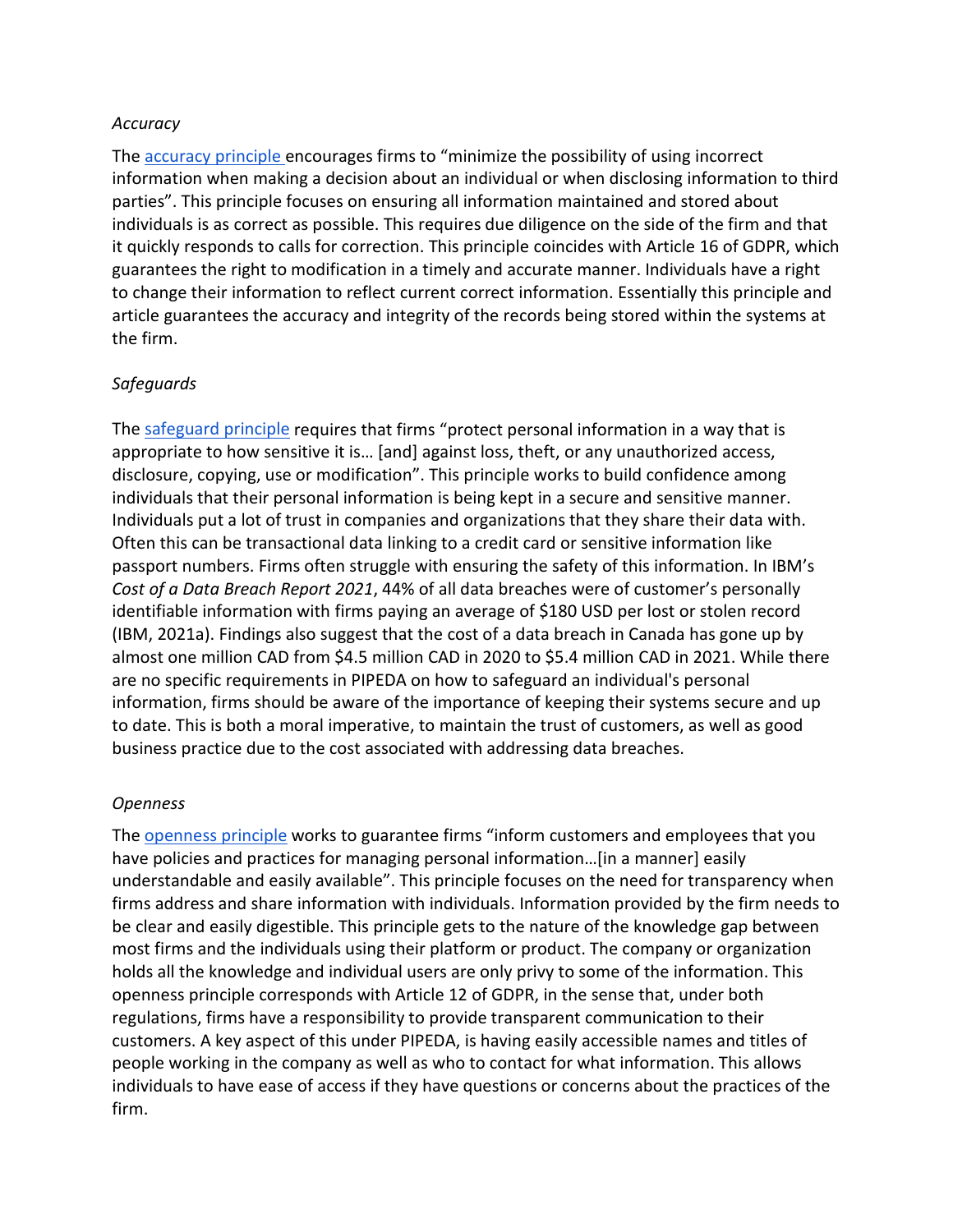*Accuracy*

The accuracy principle encourages firms to "minimize the possibility of using incorrect information when making a decision about an individual or when disclosing information to third parties". This principle focuses on ensuring all information maintained and stored about individuals is as correct as possible. This requires due diligence on the side of the firm and that it quickly responds to calls for correction. This principle coincides with Article 16 of GDPR, which guarantees the right to modification in a timely and accurate manner. Individuals have a right to change their information to reflect current correct information. Essentially this principle and article guarantees the accuracy and integrity of the records being stored within the systems at the firm.

*Safeguards*

The safeguard principle requires that firms "protect personal information in a way that is appropriate to how sensitive it is… [and] against loss, theft, or any unauthorized access, disclosure, copying, use or modification". This principle works to build confidence among individuals that their personal information is being kept in a secure and sensitive manner. Individuals put a lot of trust in companies and organizations that they share their data with. Often this can be transactional data linking to a credit card or sensitive information like passport numbers. Firms often struggle with ensuring the safety of this information. In IBM's *Cost of a Data Breach Report 2021*, 44% of all data breaches were of customer's personally identifiable information with firms paying an average of $180 USD per lost or stolen record (IBM, 2021a). Findings also suggest that the cost of a data breach in Canada has gone up by almost one million CAD from $4.5 million CAD in 2020 to $5.4 million CAD in 2021. While there are no specific requirements in PIPEDA on how to safeguard an individual's personal information, firms should be aware of the importance of keeping their systems secure and up to date. This is both a moral imperative, to maintain the trust of customers, as well as good business practice due to the cost associated with addressing data breaches.

*Openness*

The openness principle works to guarantee firms "inform customers and employees that you have policies and practices for managing personal information…[in a manner] easily understandable and easily available". This principle focuses on the need for transparency when firms address and share information with individuals. Information provided by the firm needs to be clear and easily digestible. This principle gets to the nature of the knowledge gap between most firms and the individuals using their platform or product. The company or organization holds all the knowledge and individual users are only privy to some of the information. This openness principle corresponds with Article 12 of GDPR, in the sense that, under both regulations, firms have a responsibility to provide transparent communication to their customers. A key aspect of this under PIPEDA, is having easily accessible names and titles of people working in the company as well as who to contact for what information. This allows individuals to have ease of access if they have questions or concerns about the practices of the firm.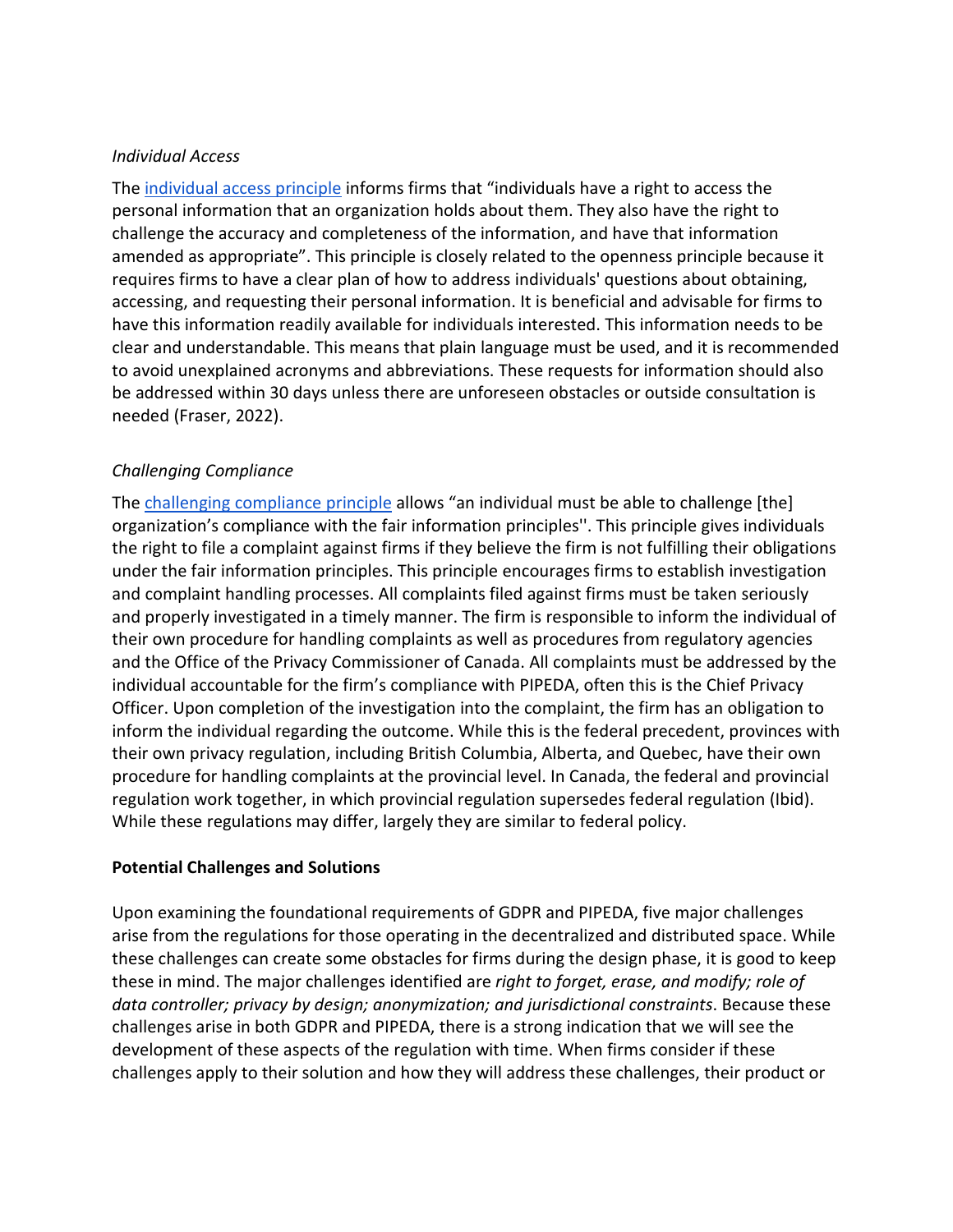*Individual Access*

The individual access principle informs firms that "individuals have a right to access the personal information that an organization holds about them. They also have the right to challenge the accuracy and completeness of the information, and have that information amended as appropriate". This principle is closely related to the openness principle because it requires firms to have a clear plan of how to address individuals' questions about obtaining, accessing, and requesting their personal information. It is beneficial and advisable for firms to have this information readily available for individuals interested. This information needs to be clear and understandable. This means that plain language must be used, and it is recommended to avoid unexplained acronyms and abbreviations. These requests for information should also be addressed within 30 days unless there are unforeseen obstacles or outside consultation is needed (Fraser, 2022).

*Challenging Compliance*

The challenging compliance principle allows "an individual must be able to challenge [the] organization's compliance with the fair information principles''. This principle gives individuals the right to file a complaint against firms if they believe the firm is not fulfilling their obligations under the fair information principles. This principle encourages firms to establish investigation and complaint handling processes. All complaints filed against firms must be taken seriously and properly investigated in a timely manner. The firm is responsible to inform the individual of their own procedure for handling complaints as well as procedures from regulatory agencies and the Office of the Privacy Commissioner of Canada. All complaints must be addressed by the individual accountable for the firm's compliance with PIPEDA, often this is the Chief Privacy Officer. Upon completion of the investigation into the complaint, the firm has an obligation to inform the individual regarding the outcome. While this is the federal precedent, provinces with their own privacy regulation, including British Columbia, Alberta, and Quebec, have their own procedure for handling complaints at the provincial level. In Canada, the federal and provincial regulation work together, in which provincial regulation supersedes federal regulation (Ibid). While these regulations may differ, largely they are similar to federal policy.

**Potential Challenges and Solutions**

Upon examining the foundational requirements of GDPR and PIPEDA, five major challenges arise from the regulations for those operating in the decentralized and distributed space. While these challenges can create some obstacles for firms during the design phase, it is good to keep these in mind. The major challenges identified are *right to forget, erase, and modify; role of data controller; privacy by design; anonymization; and jurisdictional constraints*. Because these challenges arise in both GDPR and PIPEDA, there is a strong indication that we will see the development of these aspects of the regulation with time. When firms consider if these challenges apply to their solution and how they will address these challenges, their product or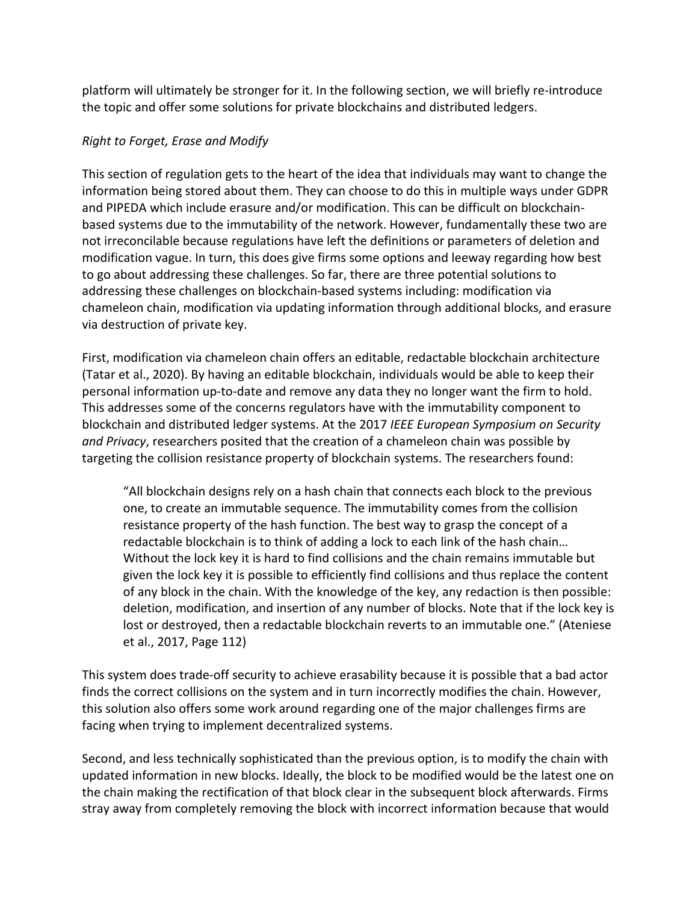platform will ultimately be stronger for it. In the following section, we will briefly re-introduce the topic and offer some solutions for private blockchains and distributed ledgers.

*Right to Forget, Erase and Modify*

This section of regulation gets to the heart of the idea that individuals may want to change the information being stored about them. They can choose to do this in multiple ways under GDPR and PIPEDA which include erasure and/or modification. This can be difficult on blockchain-based systems due to the immutability of the network. However, fundamentally these two are not irreconcilable because regulations have left the definitions or parameters of deletion and modification vague. In turn, this does give firms some options and leeway regarding how best to go about addressing these challenges. So far, there are three potential solutions to addressing these challenges on blockchain-based systems including: modification via chameleon chain, modification via updating information through additional blocks, and erasure via destruction of private key.

First, modification via chameleon chain offers an editable, redactable blockchain architecture (Tatar et al., 2020). By having an editable blockchain, individuals would be able to keep their personal information up-to-date and remove any data they no longer want the firm to hold. This addresses some of the concerns regulators have with the immutability component to blockchain and distributed ledger systems. At the 2017 *IEEE European Symposium on Security and Privacy*, researchers posited that the creation of a chameleon chain was possible by targeting the collision resistance property of blockchain systems. The researchers found:

> "All blockchain designs rely on a hash chain that connects each block to the previous one, to create an immutable sequence. The immutability comes from the collision resistance property of the hash function. The best way to grasp the concept of a redactable blockchain is to think of adding a lock to each link of the hash chain… Without the lock key it is hard to find collisions and the chain remains immutable but given the lock key it is possible to efficiently find collisions and thus replace the content of any block in the chain. With the knowledge of the key, any redaction is then possible: deletion, modification, and insertion of any number of blocks. Note that if the lock key is lost or destroyed, then a redactable blockchain reverts to an immutable one." (Ateniese et al., 2017, Page 112)

This system does trade-off security to achieve erasability because it is possible that a bad actor finds the correct collisions on the system and in turn incorrectly modifies the chain. However, this solution also offers some work around regarding one of the major challenges firms are facing when trying to implement decentralized systems.

Second, and less technically sophisticated than the previous option, is to modify the chain with updated information in new blocks. Ideally, the block to be modified would be the latest one on the chain making the rectification of that block clear in the subsequent block afterwards. Firms stray away from completely removing the block with incorrect information because that would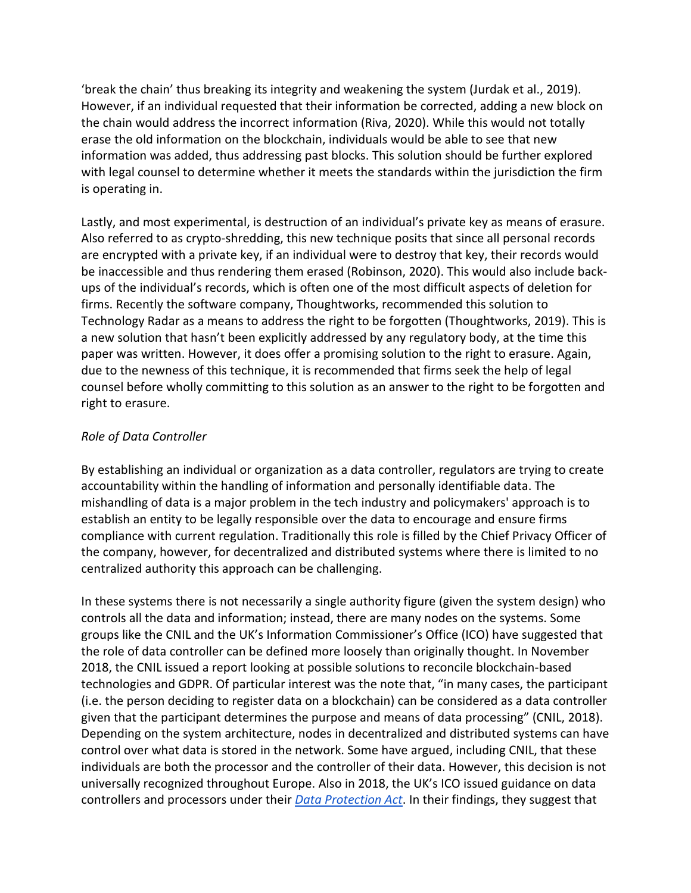'break the chain' thus breaking its integrity and weakening the system (Jurdak et al., 2019). However, if an individual requested that their information be corrected, adding a new block on the chain would address the incorrect information (Riva, 2020). While this would not totally erase the old information on the blockchain, individuals would be able to see that new information was added, thus addressing past blocks. This solution should be further explored with legal counsel to determine whether it meets the standards within the jurisdiction the firm is operating in.

Lastly, and most experimental, is destruction of an individual's private key as means of erasure. Also referred to as crypto-shredding, this new technique posits that since all personal records are encrypted with a private key, if an individual were to destroy that key, their records would be inaccessible and thus rendering them erased (Robinson, 2020). This would also include back-ups of the individual's records, which is often one of the most difficult aspects of deletion for firms. Recently the software company, Thoughtworks, recommended this solution to Technology Radar as a means to address the right to be forgotten (Thoughtworks, 2019). This is a new solution that hasn't been explicitly addressed by any regulatory body, at the time this paper was written. However, it does offer a promising solution to the right to erasure. Again, due to the newness of this technique, it is recommended that firms seek the help of legal counsel before wholly committing to this solution as an answer to the right to be forgotten and right to erasure.

*Role of Data Controller*

By establishing an individual or organization as a data controller, regulators are trying to create accountability within the handling of information and personally identifiable data. The mishandling of data is a major problem in the tech industry and policymakers' approach is to establish an entity to be legally responsible over the data to encourage and ensure firms compliance with current regulation. Traditionally this role is filled by the Chief Privacy Officer of the company, however, for decentralized and distributed systems where there is limited to no centralized authority this approach can be challenging.

In these systems there is not necessarily a single authority figure (given the system design) who controls all the data and information; instead, there are many nodes on the systems. Some groups like the CNIL and the UK's Information Commissioner's Office (ICO) have suggested that the role of data controller can be defined more loosely than originally thought. In November 2018, the CNIL issued a report looking at possible solutions to reconcile blockchain-based technologies and GDPR. Of particular interest was the note that, "in many cases, the participant (i.e. the person deciding to register data on a blockchain) can be considered as a data controller given that the participant determines the purpose and means of data processing" (CNIL, 2018). Depending on the system architecture, nodes in decentralized and distributed systems can have control over what data is stored in the network. Some have argued, including CNIL, that these individuals are both the processor and the controller of their data. However, this decision is not universally recognized throughout Europe. Also in 2018, the UK's ICO issued guidance on data controllers and processors under their *Data Protection Act*. In their findings, they suggest that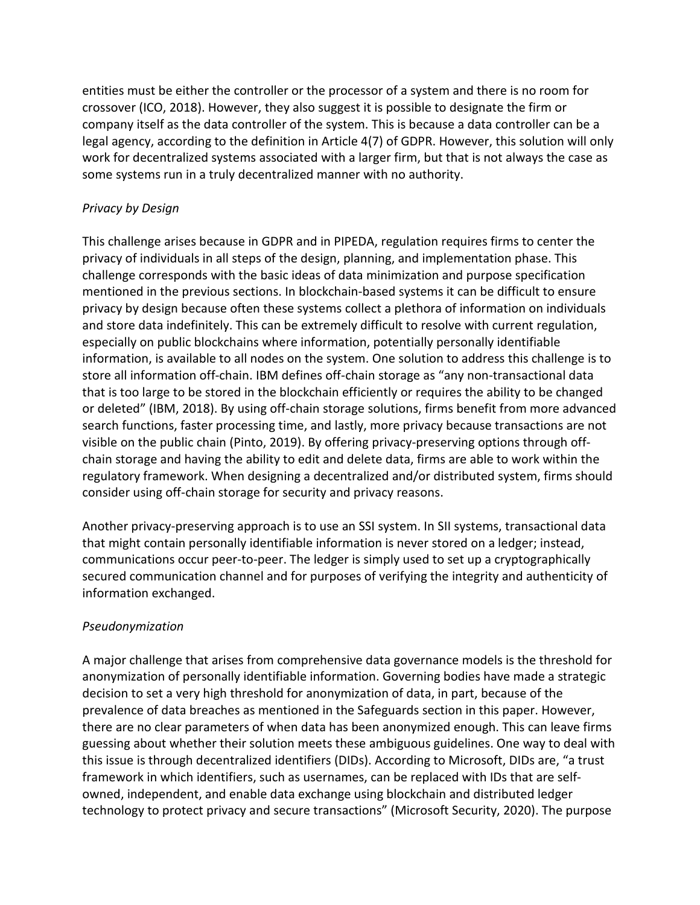entities must be either the controller or the processor of a system and there is no room for crossover (ICO, 2018). However, they also suggest it is possible to designate the firm or company itself as the data controller of the system. This is because a data controller can be a legal agency, according to the definition in Article 4(7) of GDPR. However, this solution will only work for decentralized systems associated with a larger firm, but that is not always the case as some systems run in a truly decentralized manner with no authority.

*Privacy by Design*

This challenge arises because in GDPR and in PIPEDA, regulation requires firms to center the privacy of individuals in all steps of the design, planning, and implementation phase. This challenge corresponds with the basic ideas of data minimization and purpose specification mentioned in the previous sections. In blockchain-based systems it can be difficult to ensure privacy by design because often these systems collect a plethora of information on individuals and store data indefinitely. This can be extremely difficult to resolve with current regulation, especially on public blockchains where information, potentially personally identifiable information, is available to all nodes on the system. One solution to address this challenge is to store all information off-chain. IBM defines off-chain storage as "any non-transactional data that is too large to be stored in the blockchain efficiently or requires the ability to be changed or deleted" (IBM, 2018). By using off-chain storage solutions, firms benefit from more advanced search functions, faster processing time, and lastly, more privacy because transactions are not visible on the public chain (Pinto, 2019). By offering privacy-preserving options through off-chain storage and having the ability to edit and delete data, firms are able to work within the regulatory framework. When designing a decentralized and/or distributed system, firms should consider using off-chain storage for security and privacy reasons.

Another privacy-preserving approach is to use an SSI system. In SII systems, transactional data that might contain personally identifiable information is never stored on a ledger; instead, communications occur peer-to-peer. The ledger is simply used to set up a cryptographically secured communication channel and for purposes of verifying the integrity and authenticity of information exchanged.

*Pseudonymization*

A major challenge that arises from comprehensive data governance models is the threshold for anonymization of personally identifiable information. Governing bodies have made a strategic decision to set a very high threshold for anonymization of data, in part, because of the prevalence of data breaches as mentioned in the Safeguards section in this paper. However, there are no clear parameters of when data has been anonymized enough. This can leave firms guessing about whether their solution meets these ambiguous guidelines. One way to deal with this issue is through decentralized identifiers (DIDs). According to Microsoft, DIDs are, "a trust framework in which identifiers, such as usernames, can be replaced with IDs that are self-owned, independent, and enable data exchange using blockchain and distributed ledger technology to protect privacy and secure transactions" (Microsoft Security, 2020). The purpose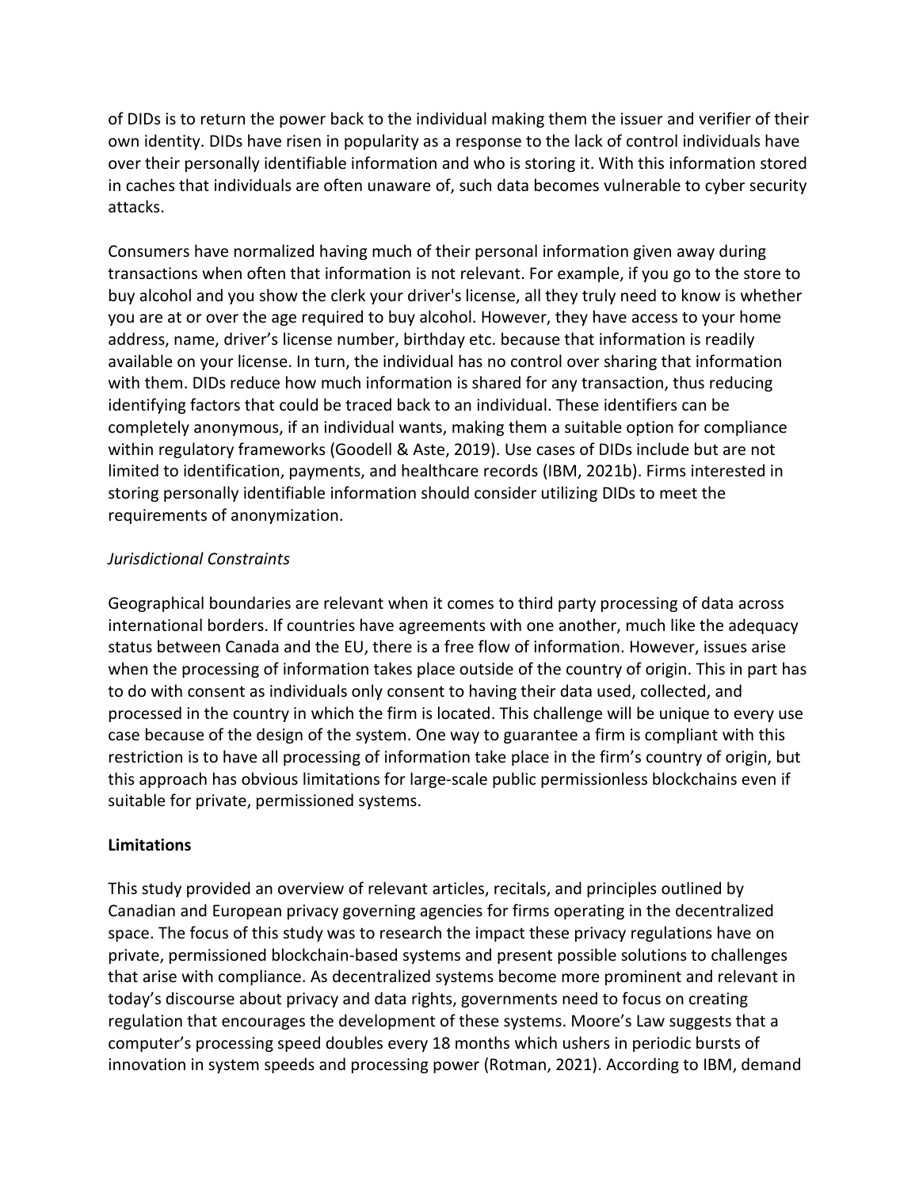of DIDs is to return the power back to the individual making them the issuer and verifier of their own identity. DIDs have risen in popularity as a response to the lack of control individuals have over their personally identifiable information and who is storing it. With this information stored in caches that individuals are often unaware of, such data becomes vulnerable to cyber security attacks.

Consumers have normalized having much of their personal information given away during transactions when often that information is not relevant. For example, if you go to the store to buy alcohol and you show the clerk your driver's license, all they truly need to know is whether you are at or over the age required to buy alcohol. However, they have access to your home address, name, driver's license number, birthday etc. because that information is readily available on your license. In turn, the individual has no control over sharing that information with them. DIDs reduce how much information is shared for any transaction, thus reducing identifying factors that could be traced back to an individual. These identifiers can be completely anonymous, if an individual wants, making them a suitable option for compliance within regulatory frameworks (Goodell & Aste, 2019). Use cases of DIDs include but are not limited to identification, payments, and healthcare records (IBM, 2021b). Firms interested in storing personally identifiable information should consider utilizing DIDs to meet the requirements of anonymization.

*Jurisdictional Constraints*

Geographical boundaries are relevant when it comes to third party processing of data across international borders. If countries have agreements with one another, much like the adequacy status between Canada and the EU, there is a free flow of information. However, issues arise when the processing of information takes place outside of the country of origin. This in part has to do with consent as individuals only consent to having their data used, collected, and processed in the country in which the firm is located. This challenge will be unique to every use case because of the design of the system. One way to guarantee a firm is compliant with this restriction is to have all processing of information take place in the firm's country of origin, but this approach has obvious limitations for large-scale public permissionless blockchains even if suitable for private, permissioned systems.

**Limitations**

This study provided an overview of relevant articles, recitals, and principles outlined by Canadian and European privacy governing agencies for firms operating in the decentralized space. The focus of this study was to research the impact these privacy regulations have on private, permissioned blockchain-based systems and present possible solutions to challenges that arise with compliance. As decentralized systems become more prominent and relevant in today's discourse about privacy and data rights, governments need to focus on creating regulation that encourages the development of these systems. Moore's Law suggests that a computer's processing speed doubles every 18 months which ushers in periodic bursts of innovation in system speeds and processing power (Rotman, 2021). According to IBM, demand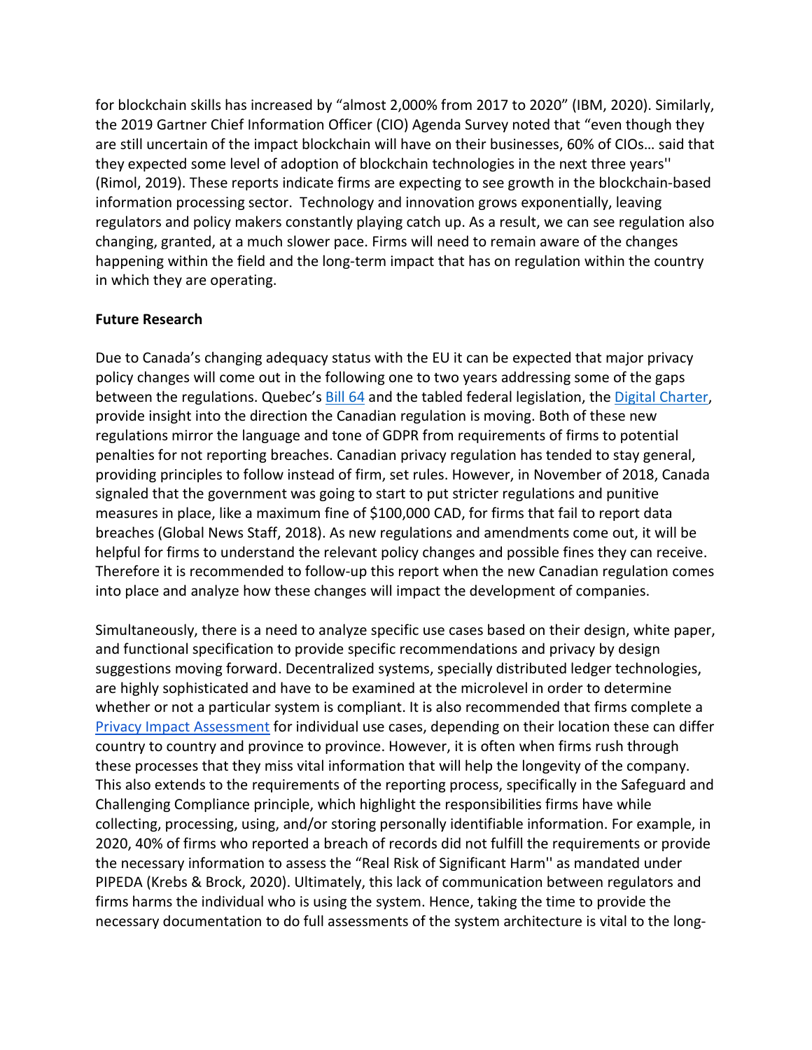for blockchain skills has increased by "almost 2,000% from 2017 to 2020" (IBM, 2020). Similarly, the 2019 Gartner Chief Information Officer (CIO) Agenda Survey noted that "even though they are still uncertain of the impact blockchain will have on their businesses, 60% of CIOs… said that they expected some level of adoption of blockchain technologies in the next three years'' (Rimol, 2019). These reports indicate firms are expecting to see growth in the blockchain-based information processing sector. Technology and innovation grows exponentially, leaving regulators and policy makers constantly playing catch up. As a result, we can see regulation also changing, granted, at a much slower pace. Firms will need to remain aware of the changes happening within the field and the long-term impact that has on regulation within the country in which they are operating.

**Future Research**

Due to Canada's changing adequacy status with the EU it can be expected that major privacy policy changes will come out in the following one to two years addressing some of the gaps between the regulations. Quebec's [Bill 64] and the tabled federal legislation, the [Digital Charter], provide insight into the direction the Canadian regulation is moving. Both of these new regulations mirror the language and tone of GDPR from requirements of firms to potential penalties for not reporting breaches. Canadian privacy regulation has tended to stay general, providing principles to follow instead of firm, set rules. However, in November of 2018, Canada signaled that the government was going to start to put stricter regulations and punitive measures in place, like a maximum fine of $100,000 CAD, for firms that fail to report data breaches (Global News Staff, 2018). As new regulations and amendments come out, it will be helpful for firms to understand the relevant policy changes and possible fines they can receive. Therefore it is recommended to follow-up this report when the new Canadian regulation comes into place and analyze how these changes will impact the development of companies.

Simultaneously, there is a need to analyze specific use cases based on their design, white paper, and functional specification to provide specific recommendations and privacy by design suggestions moving forward. Decentralized systems, specially distributed ledger technologies, are highly sophisticated and have to be examined at the microlevel in order to determine whether or not a particular system is compliant. It is also recommended that firms complete a [Privacy Impact Assessment] for individual use cases, depending on their location these can differ country to country and province to province. However, it is often when firms rush through these processes that they miss vital information that will help the longevity of the company. This also extends to the requirements of the reporting process, specifically in the Safeguard and Challenging Compliance principle, which highlight the responsibilities firms have while collecting, processing, using, and/or storing personally identifiable information. For example, in 2020, 40% of firms who reported a breach of records did not fulfill the requirements or provide the necessary information to assess the "Real Risk of Significant Harm'' as mandated under PIPEDA (Krebs & Brock, 2020). Ultimately, this lack of communication between regulators and firms harms the individual who is using the system. Hence, taking the time to provide the necessary documentation to do full assessments of the system architecture is vital to the long-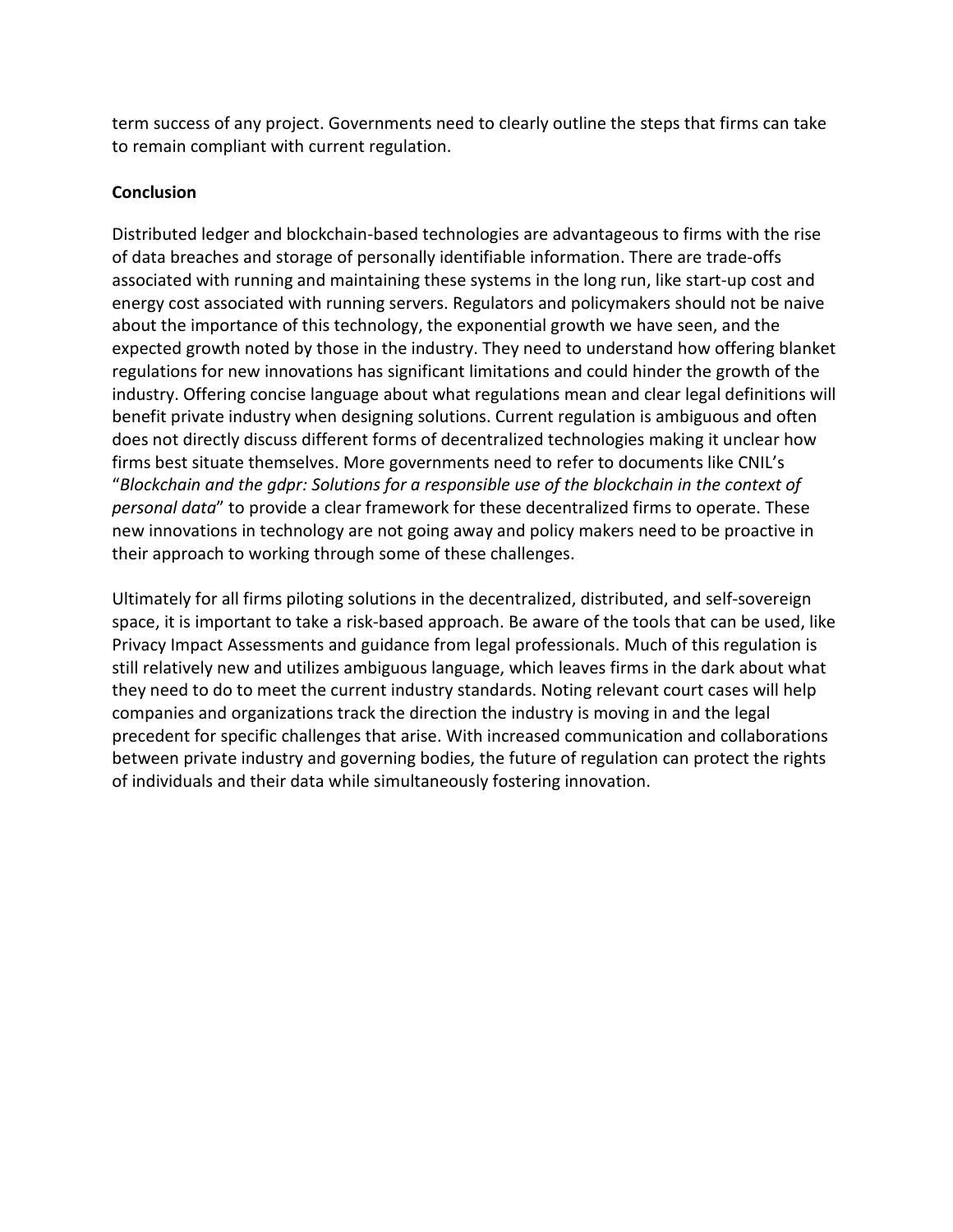term success of any project. Governments need to clearly outline the steps that firms can take to remain compliant with current regulation.

**Conclusion**

Distributed ledger and blockchain-based technologies are advantageous to firms with the rise of data breaches and storage of personally identifiable information. There are trade-offs associated with running and maintaining these systems in the long run, like start-up cost and energy cost associated with running servers. Regulators and policymakers should not be naive about the importance of this technology, the exponential growth we have seen, and the expected growth noted by those in the industry. They need to understand how offering blanket regulations for new innovations has significant limitations and could hinder the growth of the industry. Offering concise language about what regulations mean and clear legal definitions will benefit private industry when designing solutions. Current regulation is ambiguous and often does not directly discuss different forms of decentralized technologies making it unclear how firms best situate themselves. More governments need to refer to documents like CNIL's "*Blockchain and the gdpr: Solutions for a responsible use of the blockchain in the context of personal data*" to provide a clear framework for these decentralized firms to operate. These new innovations in technology are not going away and policy makers need to be proactive in their approach to working through some of these challenges.

Ultimately for all firms piloting solutions in the decentralized, distributed, and self-sovereign space, it is important to take a risk-based approach. Be aware of the tools that can be used, like Privacy Impact Assessments and guidance from legal professionals. Much of this regulation is still relatively new and utilizes ambiguous language, which leaves firms in the dark about what they need to do to meet the current industry standards. Noting relevant court cases will help companies and organizations track the direction the industry is moving in and the legal precedent for specific challenges that arise. With increased communication and collaborations between private industry and governing bodies, the future of regulation can protect the rights of individuals and their data while simultaneously fostering innovation.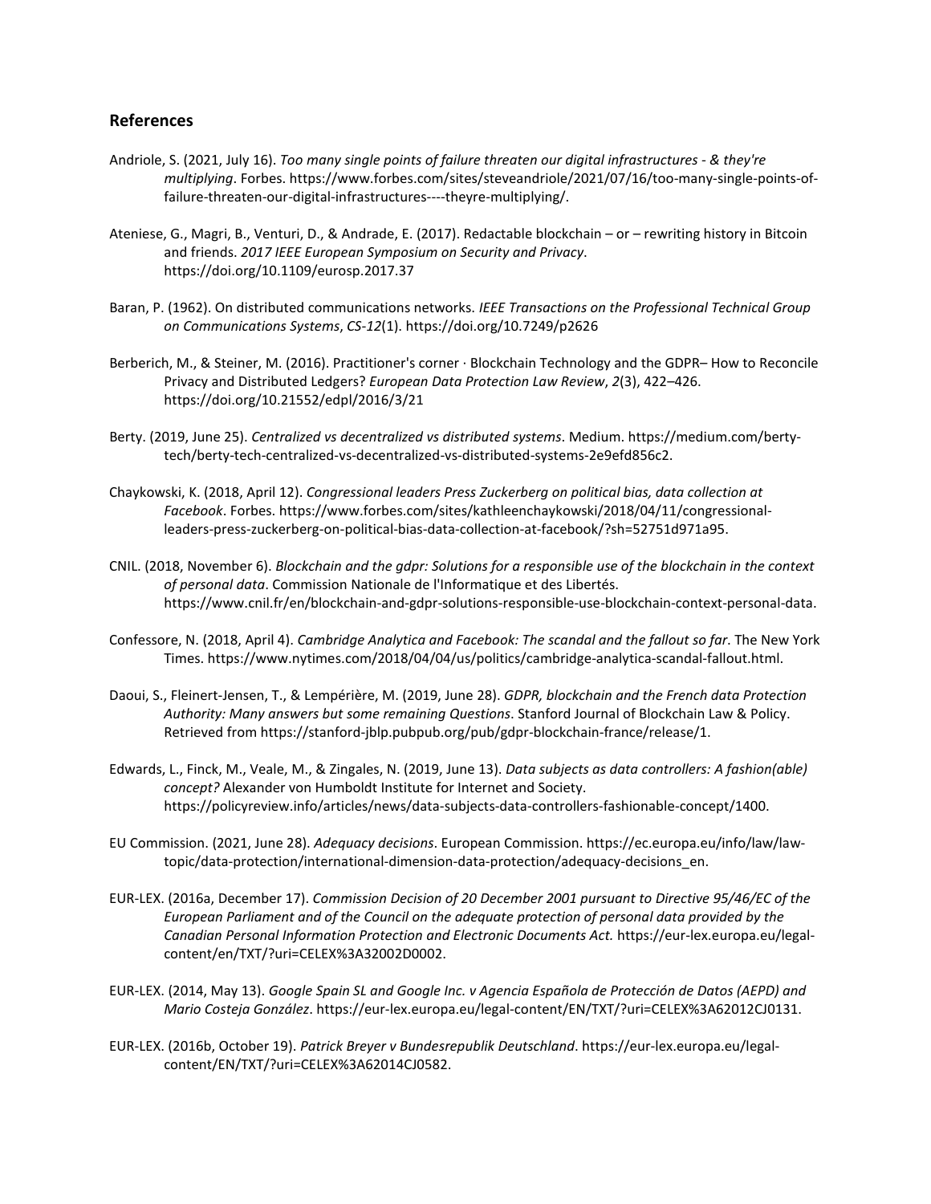## References

Andriole, S. (2021, July 16). *Too many single points of failure threaten our digital infrastructures - & they're multiplying*. Forbes. https://www.forbes.com/sites/steveandriole/2021/07/16/too-many-single-points-of-failure-threaten-our-digital-infrastructures----theyre-multiplying/.

Ateniese, G., Magri, B., Venturi, D., & Andrade, E. (2017). Redactable blockchain – or – rewriting history in Bitcoin and friends. *2017 IEEE European Symposium on Security and Privacy*. https://doi.org/10.1109/eurosp.2017.37

Baran, P. (1962). On distributed communications networks. *IEEE Transactions on the Professional Technical Group on Communications Systems*, *CS-12*(1). https://doi.org/10.7249/p2626

Berberich, M., & Steiner, M. (2016). Practitioner's corner · Blockchain Technology and the GDPR– How to Reconcile Privacy and Distributed Ledgers? *European Data Protection Law Review*, *2*(3), 422–426. https://doi.org/10.21552/edpl/2016/3/21

Berty. (2019, June 25). *Centralized vs decentralized vs distributed systems*. Medium. https://medium.com/berty-tech/berty-tech-centralized-vs-decentralized-vs-distributed-systems-2e9efd856c2.

Chaykowski, K. (2018, April 12). *Congressional leaders Press Zuckerberg on political bias, data collection at Facebook*. Forbes. https://www.forbes.com/sites/kathleenchaykowski/2018/04/11/congressional-leaders-press-zuckerberg-on-political-bias-data-collection-at-facebook/?sh=52751d971a95.

CNIL. (2018, November 6). *Blockchain and the gdpr: Solutions for a responsible use of the blockchain in the context of personal data*. Commission Nationale de l'Informatique et des Libertés. https://www.cnil.fr/en/blockchain-and-gdpr-solutions-responsible-use-blockchain-context-personal-data.

Confessore, N. (2018, April 4). *Cambridge Analytica and Facebook: The scandal and the fallout so far*. The New York Times. https://www.nytimes.com/2018/04/04/us/politics/cambridge-analytica-scandal-fallout.html.

Daoui, S., Fleinert-Jensen, T., & Lempérière, M. (2019, June 28). *GDPR, blockchain and the French data Protection Authority: Many answers but some remaining Questions*. Stanford Journal of Blockchain Law & Policy. Retrieved from https://stanford-jblp.pubpub.org/pub/gdpr-blockchain-france/release/1.

Edwards, L., Finck, M., Veale, M., & Zingales, N. (2019, June 13). *Data subjects as data controllers: A fashion(able) concept?* Alexander von Humboldt Institute for Internet and Society. https://policyreview.info/articles/news/data-subjects-data-controllers-fashionable-concept/1400.

EU Commission. (2021, June 28). *Adequacy decisions*. European Commission. https://ec.europa.eu/info/law/law-topic/data-protection/international-dimension-data-protection/adequacy-decisions_en.

EUR-LEX. (2016a, December 17). *Commission Decision of 20 December 2001 pursuant to Directive 95/46/EC of the European Parliament and of the Council on the adequate protection of personal data provided by the Canadian Personal Information Protection and Electronic Documents Act.* https://eur-lex.europa.eu/legal-content/en/TXT/?uri=CELEX%3A32002D0002.

EUR-LEX. (2014, May 13). *Google Spain SL and Google Inc. v Agencia Española de Protección de Datos (AEPD) and Mario Costeja González*. https://eur-lex.europa.eu/legal-content/EN/TXT/?uri=CELEX%3A62012CJ0131.

EUR-LEX. (2016b, October 19). *Patrick Breyer v Bundesrepublik Deutschland*. https://eur-lex.europa.eu/legal-content/EN/TXT/?uri=CELEX%3A62014CJ0582.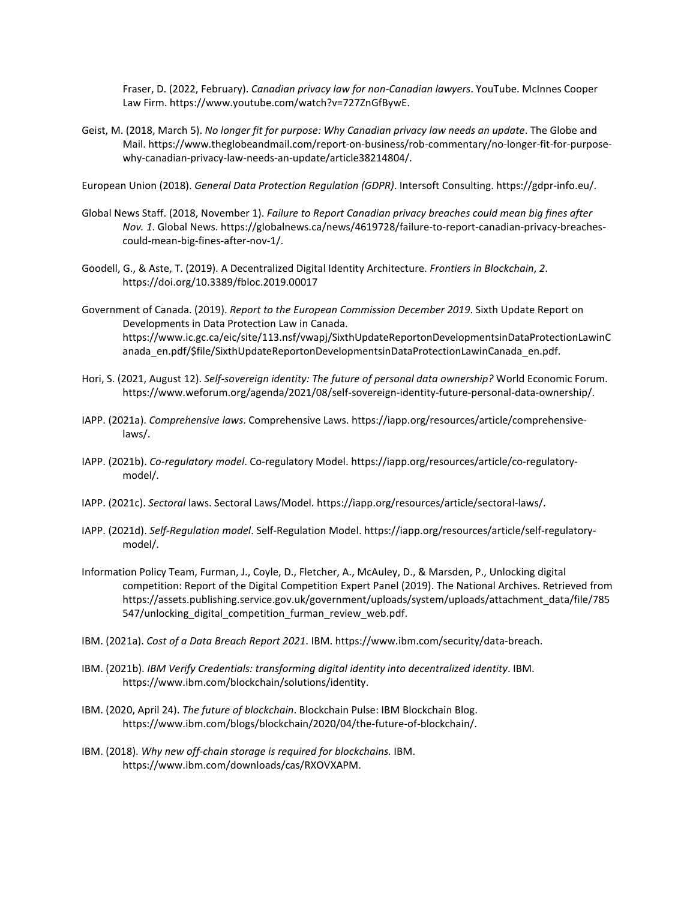Fraser, D. (2022, February). *Canadian privacy law for non-Canadian lawyers*. YouTube. McInnes Cooper Law Firm. https://www.youtube.com/watch?v=727ZnGfBywE.

Geist, M. (2018, March 5). *No longer fit for purpose: Why Canadian privacy law needs an update*. The Globe and Mail. https://www.theglobeandmail.com/report-on-business/rob-commentary/no-longer-fit-for-purpose-why-canadian-privacy-law-needs-an-update/article38214804/.

European Union (2018). *General Data Protection Regulation (GDPR)*. Intersoft Consulting. https://gdpr-info.eu/.

Global News Staff. (2018, November 1). *Failure to Report Canadian privacy breaches could mean big fines after Nov. 1*. Global News. https://globalnews.ca/news/4619728/failure-to-report-canadian-privacy-breaches-could-mean-big-fines-after-nov-1/.

Goodell, G., & Aste, T. (2019). A Decentralized Digital Identity Architecture. *Frontiers in Blockchain*, *2*. https://doi.org/10.3389/fbloc.2019.00017

Government of Canada. (2019). *Report to the European Commission December 2019*. Sixth Update Report on Developments in Data Protection Law in Canada. https://www.ic.gc.ca/eic/site/113.nsf/vwapj/SixthUpdateReportonDevelopmentsinDataProtectionLawinCanada_en.pdf/$file/SixthUpdateReportonDevelopmentsinDataProtectionLawinCanada_en.pdf.

Hori, S. (2021, August 12). *Self-sovereign identity: The future of personal data ownership?* World Economic Forum. https://www.weforum.org/agenda/2021/08/self-sovereign-identity-future-personal-data-ownership/.

IAPP. (2021a). *Comprehensive laws*. Comprehensive Laws. https://iapp.org/resources/article/comprehensive-laws/.

IAPP. (2021b). *Co-regulatory model*. Co-regulatory Model. https://iapp.org/resources/article/co-regulatory-model/.

IAPP. (2021c). *Sectoral* laws. Sectoral Laws/Model. https://iapp.org/resources/article/sectoral-laws/.

IAPP. (2021d). *Self-Regulation model*. Self-Regulation Model. https://iapp.org/resources/article/self-regulatory-model/.

Information Policy Team, Furman, J., Coyle, D., Fletcher, A., McAuley, D., & Marsden, P., Unlocking digital competition: Report of the Digital Competition Expert Panel (2019). The National Archives. Retrieved from https://assets.publishing.service.gov.uk/government/uploads/system/uploads/attachment_data/file/785547/unlocking_digital_competition_furman_review_web.pdf.

IBM. (2021a). *Cost of a Data Breach Report 2021*. IBM. https://www.ibm.com/security/data-breach.

IBM. (2021b). *IBM Verify Credentials: transforming digital identity into decentralized identity*. IBM. https://www.ibm.com/blockchain/solutions/identity.

IBM. (2020, April 24). *The future of blockchain*. Blockchain Pulse: IBM Blockchain Blog. https://www.ibm.com/blogs/blockchain/2020/04/the-future-of-blockchain/.

IBM. (2018). *Why new off-chain storage is required for blockchains.* IBM. https://www.ibm.com/downloads/cas/RXOVXAPM.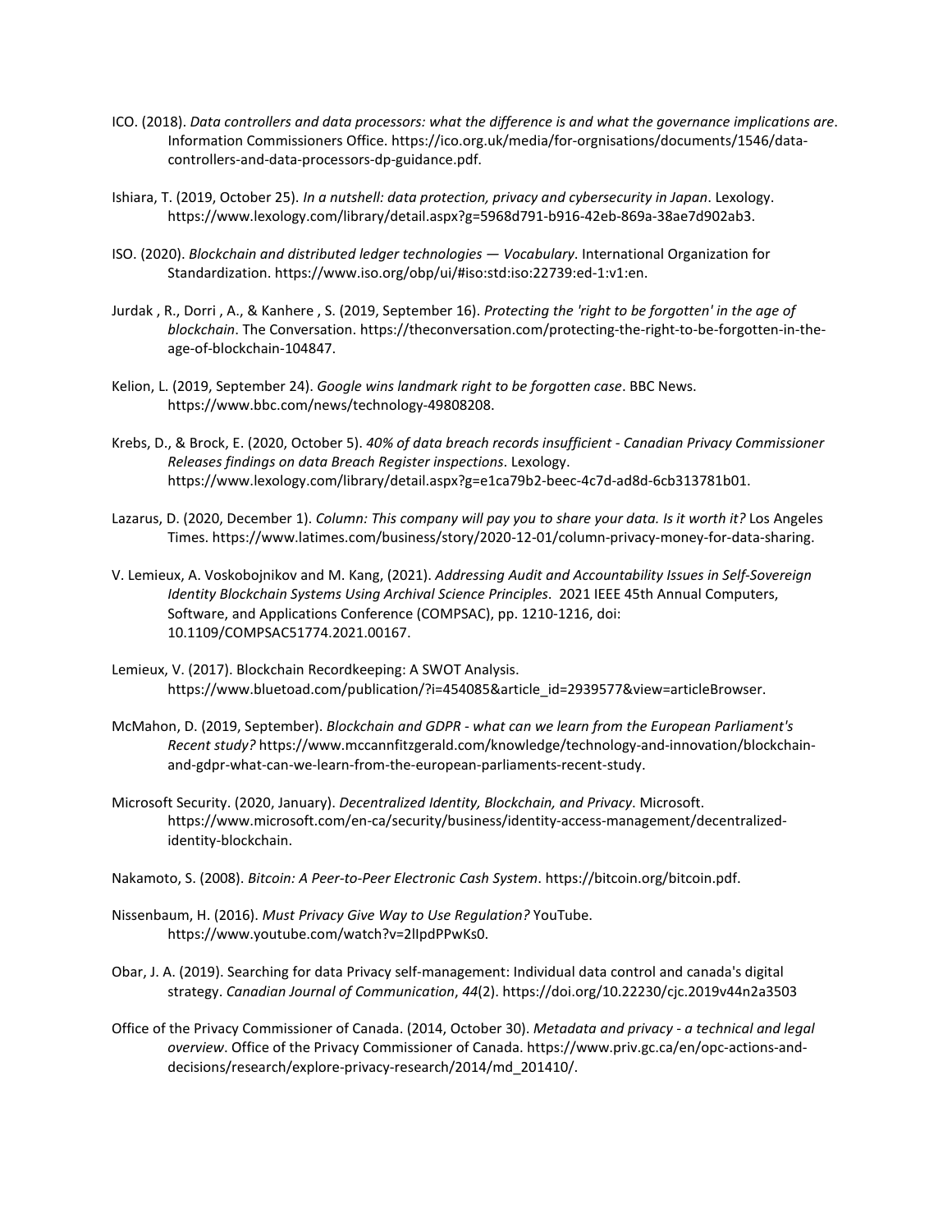ICO. (2018). *Data controllers and data processors: what the difference is and what the governance implications are*. Information Commissioners Office. https://ico.org.uk/media/for-orgnisations/documents/1546/data-controllers-and-data-processors-dp-guidance.pdf.

Ishiara, T. (2019, October 25). *In a nutshell: data protection, privacy and cybersecurity in Japan*. Lexology. https://www.lexology.com/library/detail.aspx?g=5968d791-b916-42eb-869a-38ae7d902ab3.

ISO. (2020). *Blockchain and distributed ledger technologies — Vocabulary*. International Organization for Standardization. https://www.iso.org/obp/ui/#iso:std:iso:22739:ed-1:v1:en.

Jurdak , R., Dorri , A., & Kanhere , S. (2019, September 16). *Protecting the 'right to be forgotten' in the age of blockchain*. The Conversation. https://theconversation.com/protecting-the-right-to-be-forgotten-in-the-age-of-blockchain-104847.

Kelion, L. (2019, September 24). *Google wins landmark right to be forgotten case*. BBC News. https://www.bbc.com/news/technology-49808208.

Krebs, D., & Brock, E. (2020, October 5). *40% of data breach records insufficient - Canadian Privacy Commissioner Releases findings on data Breach Register inspections*. Lexology. https://www.lexology.com/library/detail.aspx?g=e1ca79b2-beec-4c7d-ad8d-6cb313781b01.

Lazarus, D. (2020, December 1). *Column: This company will pay you to share your data. Is it worth it?* Los Angeles Times. https://www.latimes.com/business/story/2020-12-01/column-privacy-money-for-data-sharing.

V. Lemieux, A. Voskobojnikov and M. Kang, (2021). *Addressing Audit and Accountability Issues in Self-Sovereign Identity Blockchain Systems Using Archival Science Principles*. 2021 IEEE 45th Annual Computers, Software, and Applications Conference (COMPSAC), pp. 1210-1216, doi: 10.1109/COMPSAC51774.2021.00167.

Lemieux, V. (2017). Blockchain Recordkeeping: A SWOT Analysis. https://www.bluetoad.com/publication/?i=454085&article_id=2939577&view=articleBrowser.

McMahon, D. (2019, September). *Blockchain and GDPR - what can we learn from the European Parliament's Recent study?* https://www.mccannfitzgerald.com/knowledge/technology-and-innovation/blockchain-and-gdpr-what-can-we-learn-from-the-european-parliaments-recent-study.

Microsoft Security. (2020, January). *Decentralized Identity, Blockchain, and Privacy*. Microsoft. https://www.microsoft.com/en-ca/security/business/identity-access-management/decentralized-identity-blockchain.

Nakamoto, S. (2008). *Bitcoin: A Peer-to-Peer Electronic Cash System*. https://bitcoin.org/bitcoin.pdf.

Nissenbaum, H. (2016). *Must Privacy Give Way to Use Regulation?* YouTube. https://www.youtube.com/watch?v=2lIpdPPwKs0.

Obar, J. A. (2019). Searching for data Privacy self-management: Individual data control and canada's digital strategy. *Canadian Journal of Communication*, *44*(2). https://doi.org/10.22230/cjc.2019v44n2a3503

Office of the Privacy Commissioner of Canada. (2014, October 30). *Metadata and privacy - a technical and legal overview*. Office of the Privacy Commissioner of Canada. https://www.priv.gc.ca/en/opc-actions-and-decisions/research/explore-privacy-research/2014/md_201410/.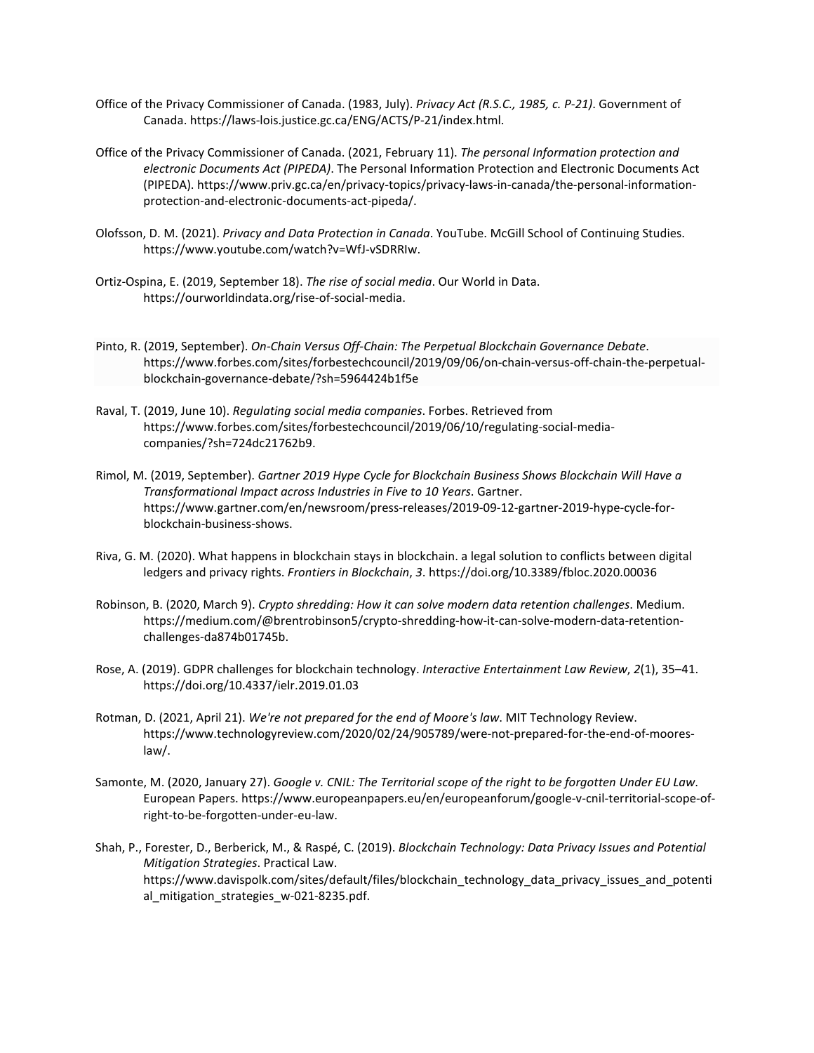Office of the Privacy Commissioner of Canada. (1983, July). *Privacy Act (R.S.C., 1985, c. P-21)*. Government of Canada. https://laws-lois.justice.gc.ca/ENG/ACTS/P-21/index.html.

Office of the Privacy Commissioner of Canada. (2021, February 11). *The personal Information protection and electronic Documents Act (PIPEDA)*. The Personal Information Protection and Electronic Documents Act (PIPEDA). https://www.priv.gc.ca/en/privacy-topics/privacy-laws-in-canada/the-personal-information-protection-and-electronic-documents-act-pipeda/.

Olofsson, D. M. (2021). *Privacy and Data Protection in Canada*. YouTube. McGill School of Continuing Studies. https://www.youtube.com/watch?v=WfJ-vSDRRIw.

Ortiz-Ospina, E. (2019, September 18). *The rise of social media*. Our World in Data. https://ourworldindata.org/rise-of-social-media.

Pinto, R. (2019, September). *On-Chain Versus Off-Chain: The Perpetual Blockchain Governance Debate*. https://www.forbes.com/sites/forbestechcouncil/2019/09/06/on-chain-versus-off-chain-the-perpetual-blockchain-governance-debate/?sh=5964424b1f5e

Raval, T. (2019, June 10). *Regulating social media companies*. Forbes. Retrieved from https://www.forbes.com/sites/forbestechcouncil/2019/06/10/regulating-social-media-companies/?sh=724dc21762b9.

Rimol, M. (2019, September). *Gartner 2019 Hype Cycle for Blockchain Business Shows Blockchain Will Have a Transformational Impact across Industries in Five to 10 Years*. Gartner. https://www.gartner.com/en/newsroom/press-releases/2019-09-12-gartner-2019-hype-cycle-for-blockchain-business-shows.

Riva, G. M. (2020). What happens in blockchain stays in blockchain. a legal solution to conflicts between digital ledgers and privacy rights. *Frontiers in Blockchain*, *3*. https://doi.org/10.3389/fbloc.2020.00036

Robinson, B. (2020, March 9). *Crypto shredding: How it can solve modern data retention challenges*. Medium. https://medium.com/@brentrobinson5/crypto-shredding-how-it-can-solve-modern-data-retention-challenges-da874b01745b.

Rose, A. (2019). GDPR challenges for blockchain technology. *Interactive Entertainment Law Review*, *2*(1), 35–41. https://doi.org/10.4337/ielr.2019.01.03

Rotman, D. (2021, April 21). *We're not prepared for the end of Moore's law*. MIT Technology Review. https://www.technologyreview.com/2020/02/24/905789/were-not-prepared-for-the-end-of-moores-law/.

Samonte, M. (2020, January 27). *Google v. CNIL: The Territorial scope of the right to be forgotten Under EU Law*. European Papers. https://www.europeanpapers.eu/en/europeanforum/google-v-cnil-territorial-scope-of-right-to-be-forgotten-under-eu-law.

Shah, P., Forester, D., Berberick, M., & Raspé, C. (2019). *Blockchain Technology: Data Privacy Issues and Potential Mitigation Strategies*. Practical Law. https://www.davispolk.com/sites/default/files/blockchain_technology_data_privacy_issues_and_potential_mitigation_strategies_w-021-8235.pdf.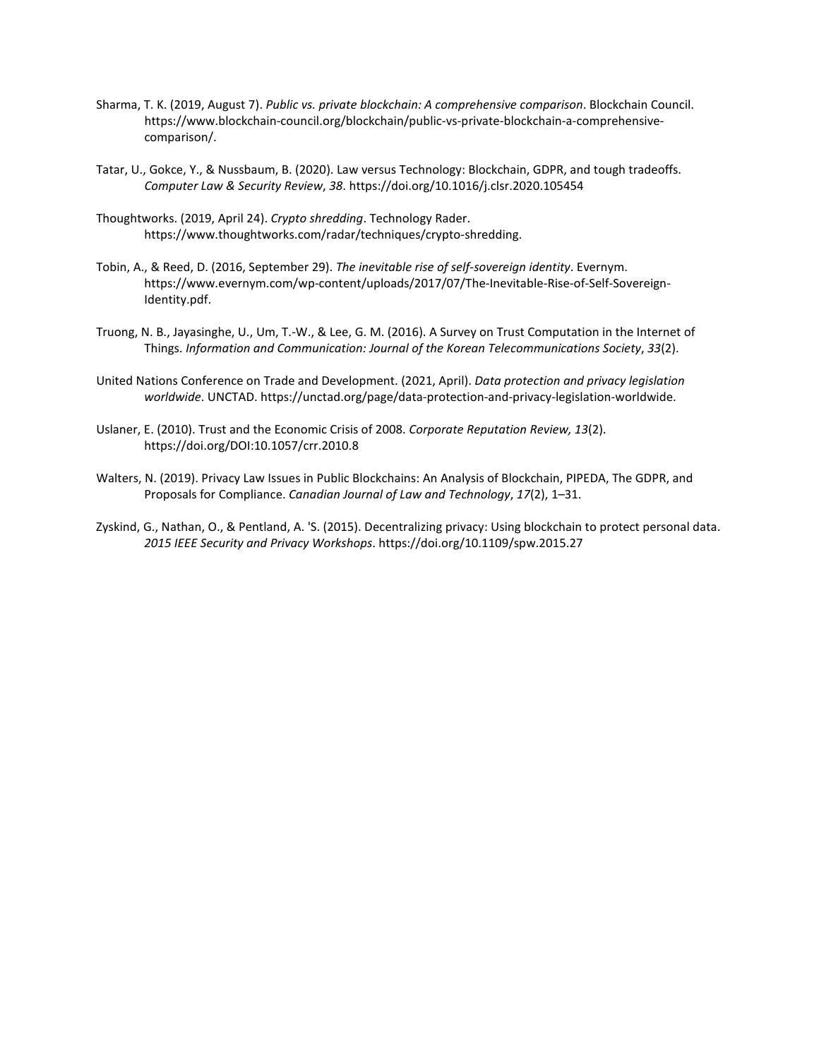Sharma, T. K. (2019, August 7). *Public vs. private blockchain: A comprehensive comparison*. Blockchain Council. https://www.blockchain-council.org/blockchain/public-vs-private-blockchain-a-comprehensive-comparison/.

Tatar, U., Gokce, Y., & Nussbaum, B. (2020). Law versus Technology: Blockchain, GDPR, and tough tradeoffs. *Computer Law & Security Review*, *38*. https://doi.org/10.1016/j.clsr.2020.105454

Thoughtworks. (2019, April 24). *Crypto shredding*. Technology Rader. https://www.thoughtworks.com/radar/techniques/crypto-shredding.

Tobin, A., & Reed, D. (2016, September 29). *The inevitable rise of self-sovereign identity*. Evernym. https://www.evernym.com/wp-content/uploads/2017/07/The-Inevitable-Rise-of-Self-Sovereign-Identity.pdf.

Truong, N. B., Jayasinghe, U., Um, T.-W., & Lee, G. M. (2016). A Survey on Trust Computation in the Internet of Things. *Information and Communication: Journal of the Korean Telecommunications Society*, *33*(2).

United Nations Conference on Trade and Development. (2021, April). *Data protection and privacy legislation worldwide*. UNCTAD. https://unctad.org/page/data-protection-and-privacy-legislation-worldwide.

Uslaner, E. (2010). Trust and the Economic Crisis of 2008. *Corporate Reputation Review, 13*(2). https://doi.org/DOI:10.1057/crr.2010.8

Walters, N. (2019). Privacy Law Issues in Public Blockchains: An Analysis of Blockchain, PIPEDA, The GDPR, and Proposals for Compliance. *Canadian Journal of Law and Technology*, *17*(2), 1–31.

Zyskind, G., Nathan, O., & Pentland, A. 'S. (2015). Decentralizing privacy: Using blockchain to protect personal data. *2015 IEEE Security and Privacy Workshops*. https://doi.org/10.1109/spw.2015.27